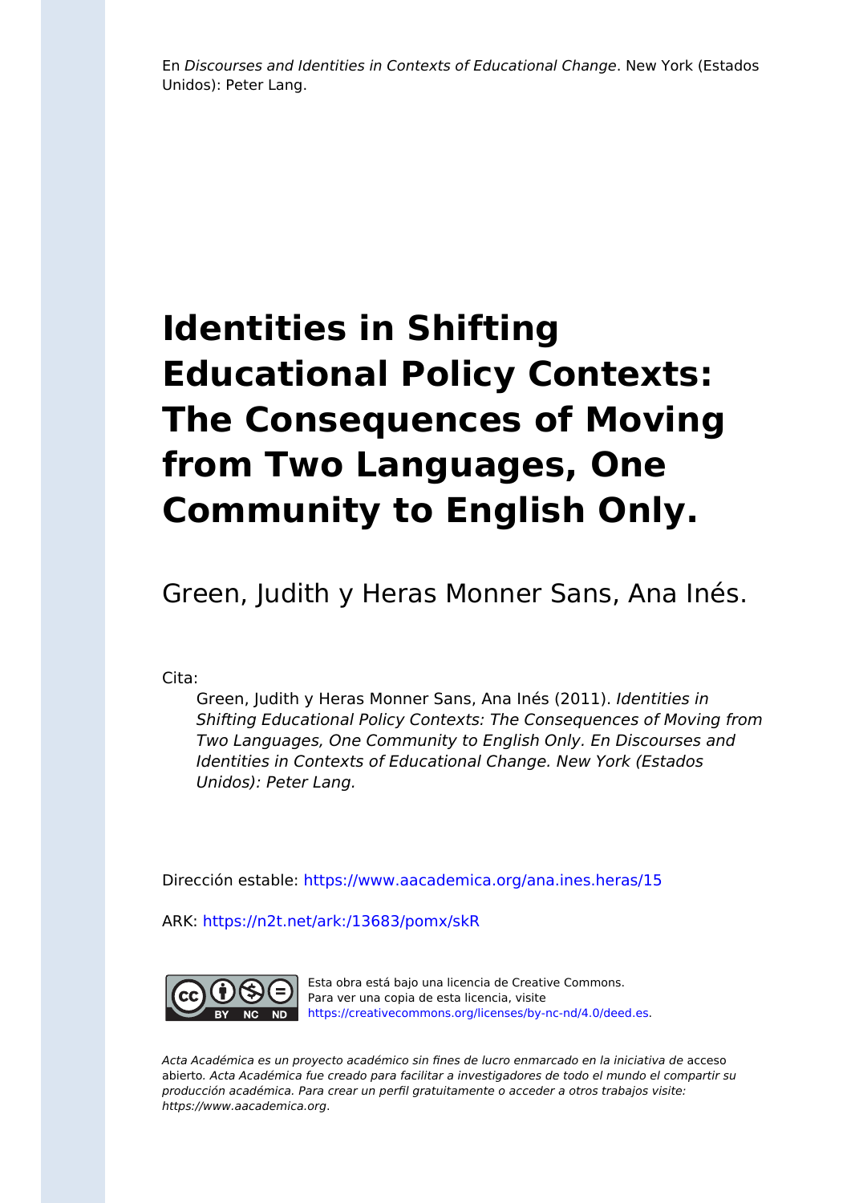En *Discourses and Identities in Contexts of Educational Change*. New York (Estados Unidos): Peter Lang.

# Identities in Shifting Educational Policy Contexts: The Consequences of Moving from Two Languages, One Community to English Only.

Green, Judith y Heras Monner Sans, Ana Inés.

Cita:

> Green, Judith y Heras Monner Sans, Ana Inés (2011). *Identities in Shifting Educational Policy Contexts: The Consequences of Moving from Two Languages, One Community to English Only. En Discourses and Identities in Contexts of Educational Change. New York (Estados Unidos): Peter Lang.*

Dirección estable: https://www.aacademica.org/ana.ines.heras/15

ARK: https://n2t.net/ark:/13683/pomx/skR

Esta obra está bajo una licencia de Creative Commons. Para ver una copia de esta licencia, visite https://creativecommons.org/licenses/by-nc-nd/4.0/deed.es.

*Acta Académica es un proyecto académico sin fines de lucro enmarcado en la iniciativa de* acceso abierto. *Acta Académica fue creado para facilitar a investigadores de todo el mundo el compartir su producción académica. Para crear un perfil gratuitamente o acceder a otros trabajos visite: https://www.aacademica.org.*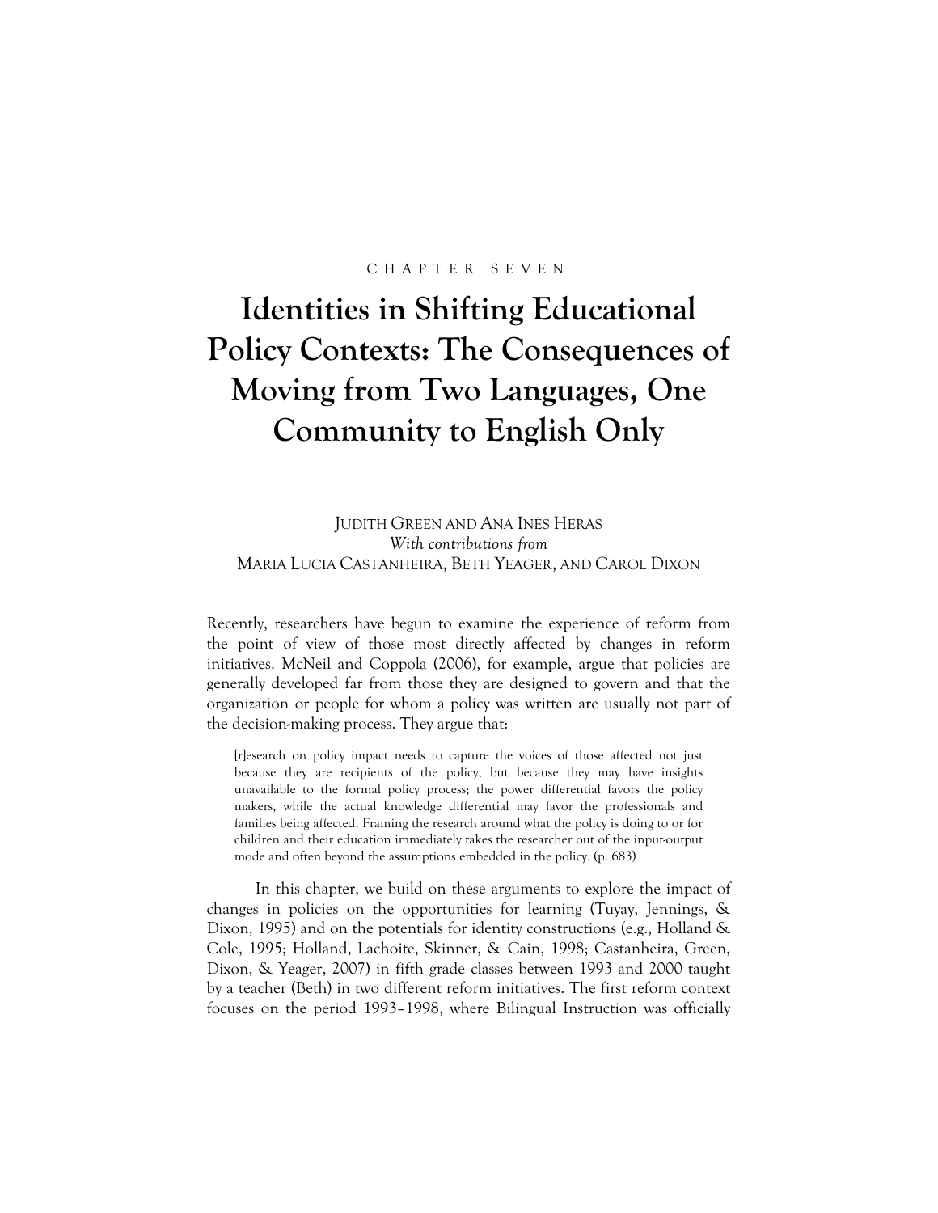CHAPTER SEVEN

# Identities in Shifting Educational Policy Contexts: The Consequences of Moving from Two Languages, One Community to English Only

JUDITH GREEN AND ANA INÉS HERAS
*With contributions from*
MARIA LUCIA CASTANHEIRA, BETH YEAGER, AND CAROL DIXON

Recently, researchers have begun to examine the experience of reform from the point of view of those most directly affected by changes in reform initiatives. McNeil and Coppola (2006), for example, argue that policies are generally developed far from those they are designed to govern and that the organization or people for whom a policy was written are usually not part of the decision-making process. They argue that:

> [r]esearch on policy impact needs to capture the voices of those affected not just because they are recipients of the policy, but because they may have insights unavailable to the formal policy process; the power differential favors the policy makers, while the actual knowledge differential may favor the professionals and families being affected. Framing the research around what the policy is doing to or for children and their education immediately takes the researcher out of the input-output mode and often beyond the assumptions embedded in the policy. (p. 683)

In this chapter, we build on these arguments to explore the impact of changes in policies on the opportunities for learning (Tuyay, Jennings, & Dixon, 1995) and on the potentials for identity constructions (e.g., Holland & Cole, 1995; Holland, Lachoite, Skinner, & Cain, 1998; Castanheira, Green, Dixon, & Yeager, 2007) in fifth grade classes between 1993 and 2000 taught by a teacher (Beth) in two different reform initiatives. The first reform context focuses on the period 1993–1998, where Bilingual Instruction was officially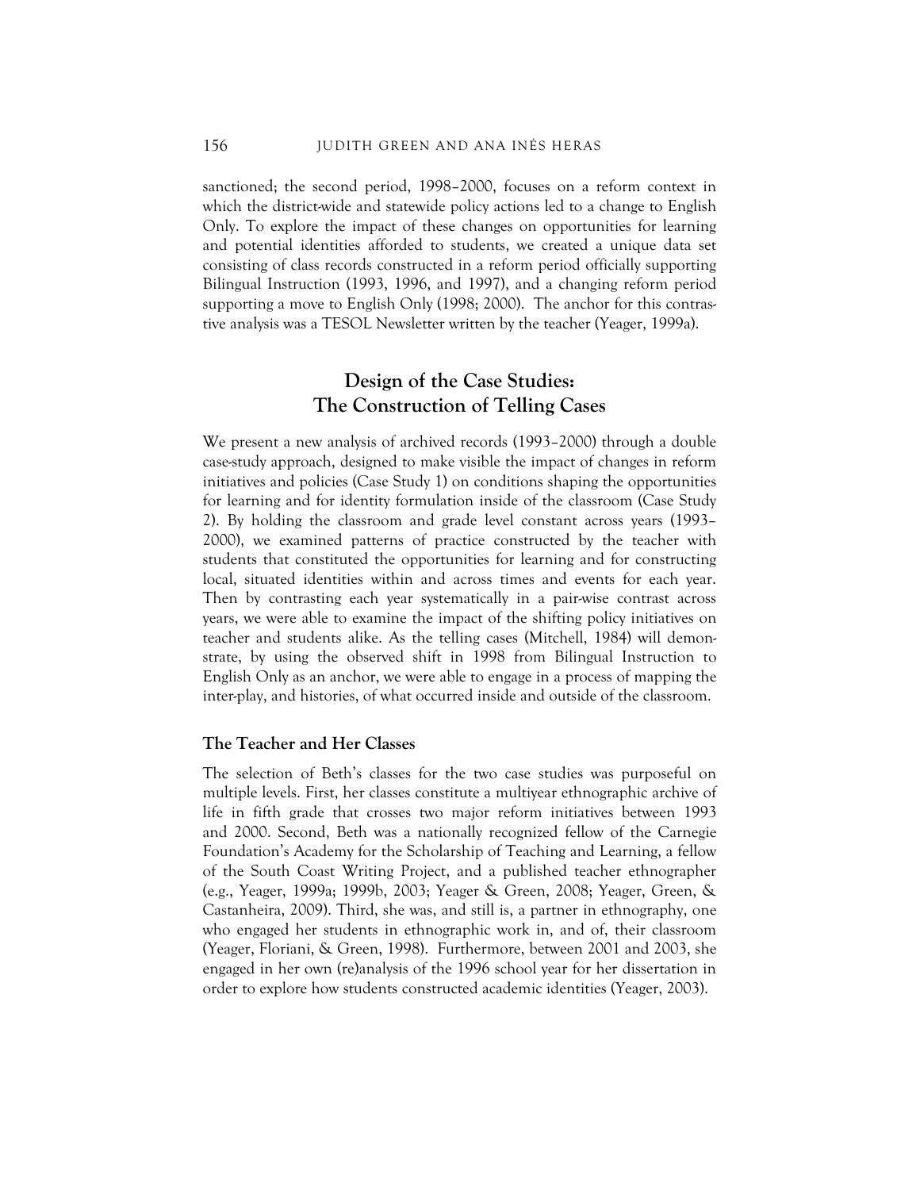sanctioned; the second period, 1998–2000, focuses on a reform context in which the district-wide and statewide policy actions led to a change to English Only. To explore the impact of these changes on opportunities for learning and potential identities afforded to students, we created a unique data set consisting of class records constructed in a reform period officially supporting Bilingual Instruction (1993, 1996, and 1997), and a changing reform period supporting a move to English Only (1998; 2000). The anchor for this contrastive analysis was a TESOL Newsletter written by the teacher (Yeager, 1999a).

## Design of the Case Studies: The Construction of Telling Cases

We present a new analysis of archived records (1993–2000) through a double case-study approach, designed to make visible the impact of changes in reform initiatives and policies (Case Study 1) on conditions shaping the opportunities for learning and for identity formulation inside of the classroom (Case Study 2). By holding the classroom and grade level constant across years (1993–2000), we examined patterns of practice constructed by the teacher with students that constituted the opportunities for learning and for constructing local, situated identities within and across times and events for each year. Then by contrasting each year systematically in a pair-wise contrast across years, we were able to examine the impact of the shifting policy initiatives on teacher and students alike. As the telling cases (Mitchell, 1984) will demonstrate, by using the observed shift in 1998 from Bilingual Instruction to English Only as an anchor, we were able to engage in a process of mapping the inter-play, and histories, of what occurred inside and outside of the classroom.

### The Teacher and Her Classes

The selection of Beth's classes for the two case studies was purposeful on multiple levels. First, her classes constitute a multiyear ethnographic archive of life in fifth grade that crosses two major reform initiatives between 1993 and 2000. Second, Beth was a nationally recognized fellow of the Carnegie Foundation's Academy for the Scholarship of Teaching and Learning, a fellow of the South Coast Writing Project, and a published teacher ethnographer (e.g., Yeager, 1999a; 1999b, 2003; Yeager & Green, 2008; Yeager, Green, & Castanheira, 2009). Third, she was, and still is, a partner in ethnography, one who engaged her students in ethnographic work in, and of, their classroom (Yeager, Floriani, & Green, 1998). Furthermore, between 2001 and 2003, she engaged in her own (re)analysis of the 1996 school year for her dissertation in order to explore how students constructed academic identities (Yeager, 2003).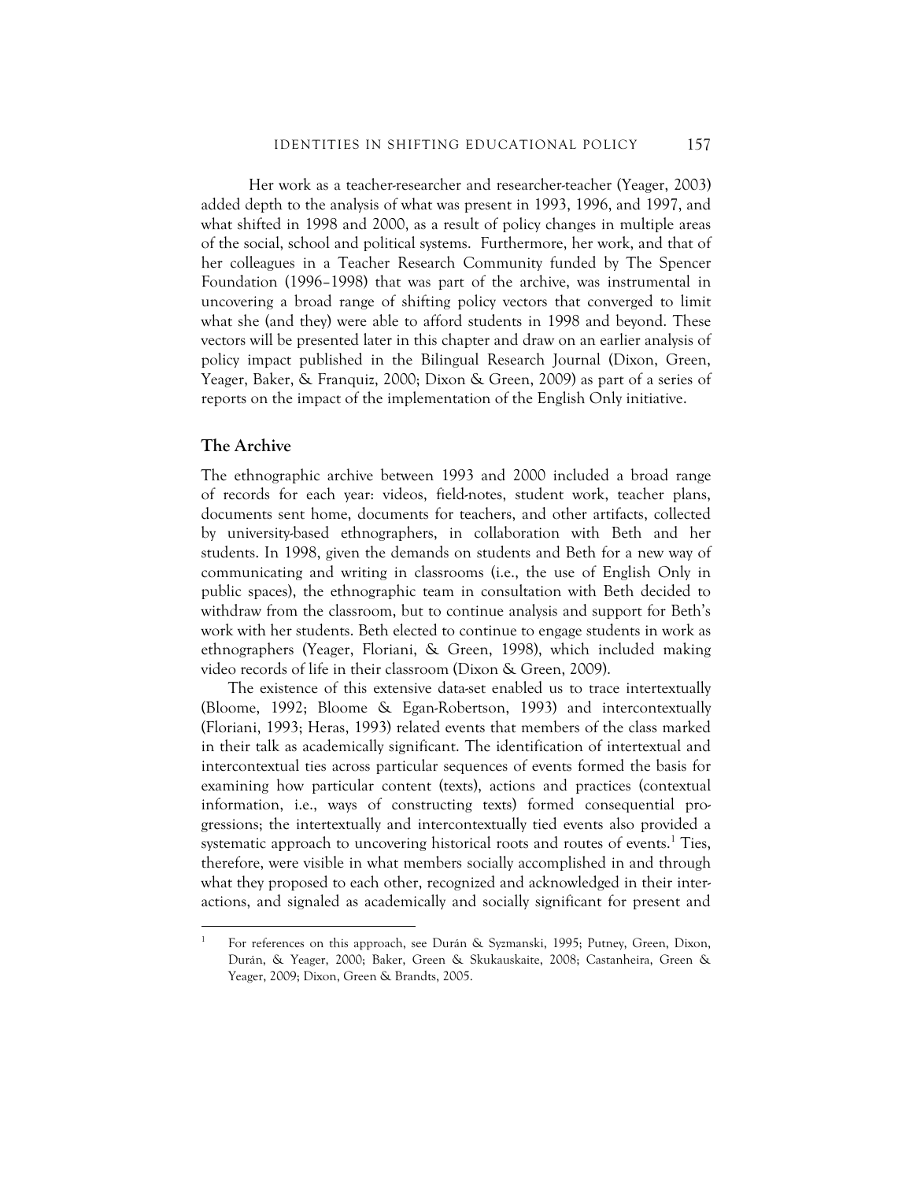Her work as a teacher-researcher and researcher-teacher (Yeager, 2003) added depth to the analysis of what was present in 1993, 1996, and 1997, and what shifted in 1998 and 2000, as a result of policy changes in multiple areas of the social, school and political systems. Furthermore, her work, and that of her colleagues in a Teacher Research Community funded by The Spencer Foundation (1996–1998) that was part of the archive, was instrumental in uncovering a broad range of shifting policy vectors that converged to limit what she (and they) were able to afford students in 1998 and beyond. These vectors will be presented later in this chapter and draw on an earlier analysis of policy impact published in the Bilingual Research Journal (Dixon, Green, Yeager, Baker, & Franquiz, 2000; Dixon & Green, 2009) as part of a series of reports on the impact of the implementation of the English Only initiative.

## The Archive

The ethnographic archive between 1993 and 2000 included a broad range of records for each year: videos, field-notes, student work, teacher plans, documents sent home, documents for teachers, and other artifacts, collected by university-based ethnographers, in collaboration with Beth and her students. In 1998, given the demands on students and Beth for a new way of communicating and writing in classrooms (i.e., the use of English Only in public spaces), the ethnographic team in consultation with Beth decided to withdraw from the classroom, but to continue analysis and support for Beth's work with her students. Beth elected to continue to engage students in work as ethnographers (Yeager, Floriani, & Green, 1998), which included making video records of life in their classroom (Dixon & Green, 2009).

The existence of this extensive data-set enabled us to trace intertextually (Bloome, 1992; Bloome & Egan-Robertson, 1993) and intercontextually (Floriani, 1993; Heras, 1993) related events that members of the class marked in their talk as academically significant. The identification of intertextual and intercontextual ties across particular sequences of events formed the basis for examining how particular content (texts), actions and practices (contextual information, i.e., ways of constructing texts) formed consequential progressions; the intertextually and intercontextually tied events also provided a systematic approach to uncovering historical roots and routes of events.[1] Ties, therefore, were visible in what members socially accomplished in and through what they proposed to each other, recognized and acknowledged in their interactions, and signaled as academically and socially significant for present and

[1] For references on this approach, see Durán & Syzmanski, 1995; Putney, Green, Dixon, Durán, & Yeager, 2000; Baker, Green & Skukauskaite, 2008; Castanheira, Green & Yeager, 2009; Dixon, Green & Brandts, 2005.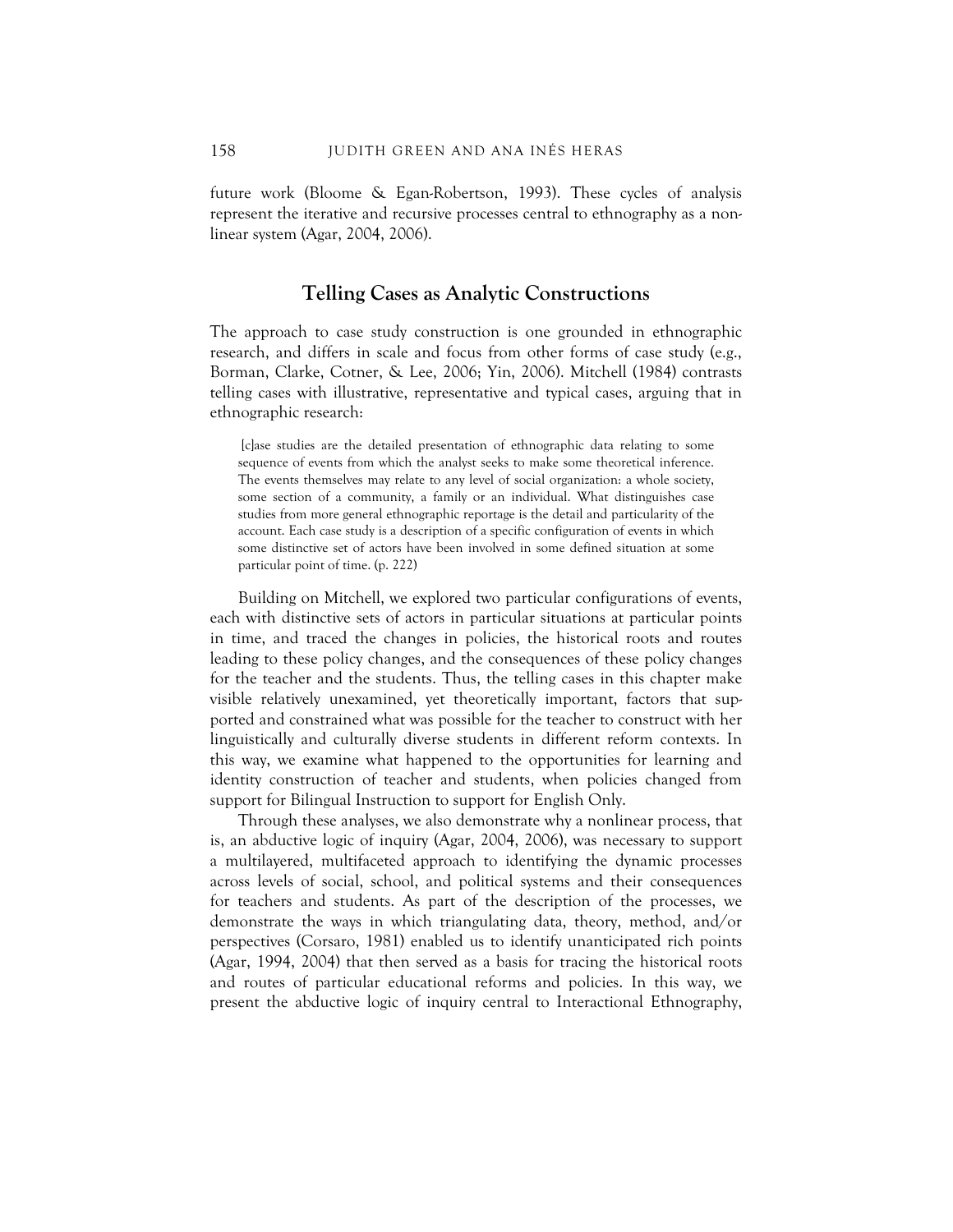future work (Bloome & Egan-Robertson, 1993). These cycles of analysis represent the iterative and recursive processes central to ethnography as a nonlinear system (Agar, 2004, 2006).

## Telling Cases as Analytic Constructions

The approach to case study construction is one grounded in ethnographic research, and differs in scale and focus from other forms of case study (e.g., Borman, Clarke, Cotner, & Lee, 2006; Yin, 2006). Mitchell (1984) contrasts telling cases with illustrative, representative and typical cases, arguing that in ethnographic research:

> [c]ase studies are the detailed presentation of ethnographic data relating to some sequence of events from which the analyst seeks to make some theoretical inference. The events themselves may relate to any level of social organization: a whole society, some section of a community, a family or an individual. What distinguishes case studies from more general ethnographic reportage is the detail and particularity of the account. Each case study is a description of a specific configuration of events in which some distinctive set of actors have been involved in some defined situation at some particular point of time. (p. 222)

Building on Mitchell, we explored two particular configurations of events, each with distinctive sets of actors in particular situations at particular points in time, and traced the changes in policies, the historical roots and routes leading to these policy changes, and the consequences of these policy changes for the teacher and the students. Thus, the telling cases in this chapter make visible relatively unexamined, yet theoretically important, factors that supported and constrained what was possible for the teacher to construct with her linguistically and culturally diverse students in different reform contexts. In this way, we examine what happened to the opportunities for learning and identity construction of teacher and students, when policies changed from support for Bilingual Instruction to support for English Only.

Through these analyses, we also demonstrate why a nonlinear process, that is, an abductive logic of inquiry (Agar, 2004, 2006), was necessary to support a multilayered, multifaceted approach to identifying the dynamic processes across levels of social, school, and political systems and their consequences for teachers and students. As part of the description of the processes, we demonstrate the ways in which triangulating data, theory, method, and/or perspectives (Corsaro, 1981) enabled us to identify unanticipated rich points (Agar, 1994, 2004) that then served as a basis for tracing the historical roots and routes of particular educational reforms and policies. In this way, we present the abductive logic of inquiry central to Interactional Ethnography,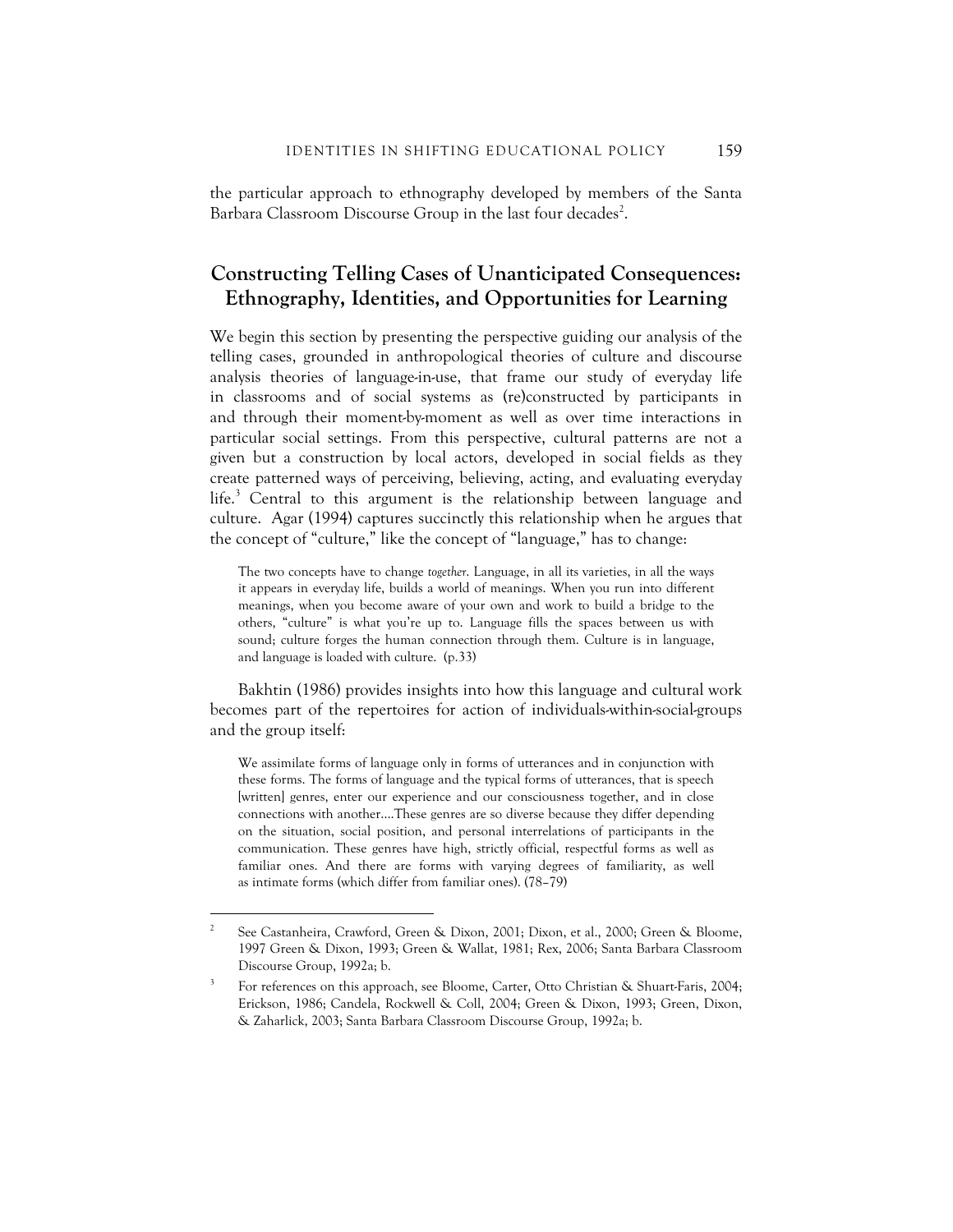the particular approach to ethnography developed by members of the Santa Barbara Classroom Discourse Group in the last four decades[2].

## Constructing Telling Cases of Unanticipated Consequences: Ethnography, Identities, and Opportunities for Learning

We begin this section by presenting the perspective guiding our analysis of the telling cases, grounded in anthropological theories of culture and discourse analysis theories of language-in-use, that frame our study of everyday life in classrooms and of social systems as (re)constructed by participants in and through their moment-by-moment as well as over time interactions in particular social settings. From this perspective, cultural patterns are not a given but a construction by local actors, developed in social fields as they create patterned ways of perceiving, believing, acting, and evaluating everyday life.[3] Central to this argument is the relationship between language and culture. Agar (1994) captures succinctly this relationship when he argues that the concept of "culture," like the concept of "language," has to change:

> The two concepts have to change *together*. Language, in all its varieties, in all the ways it appears in everyday life, builds a world of meanings. When you run into different meanings, when you become aware of your own and work to build a bridge to the others, "culture" is what you're up to. Language fills the spaces between us with sound; culture forges the human connection through them. Culture is in language, and language is loaded with culture. (p.33)

Bakhtin (1986) provides insights into how this language and cultural work becomes part of the repertoires for action of individuals-within-social-groups and the group itself:

> We assimilate forms of language only in forms of utterances and in conjunction with these forms. The forms of language and the typical forms of utterances, that is speech [written] genres, enter our experience and our consciousness together, and in close connections with another....These genres are so diverse because they differ depending on the situation, social position, and personal interrelations of participants in the communication. These genres have high, strictly official, respectful forms as well as familiar ones. And there are forms with varying degrees of familiarity, as well as intimate forms (which differ from familiar ones). (78–79)

---

[2] See Castanheira, Crawford, Green & Dixon, 2001; Dixon, et al., 2000; Green & Bloome, 1997 Green & Dixon, 1993; Green & Wallat, 1981; Rex, 2006; Santa Barbara Classroom Discourse Group, 1992a; b.

[3] For references on this approach, see Bloome, Carter, Otto Christian & Shuart-Faris, 2004; Erickson, 1986; Candela, Rockwell & Coll, 2004; Green & Dixon, 1993; Green, Dixon, & Zaharlick, 2003; Santa Barbara Classroom Discourse Group, 1992a; b.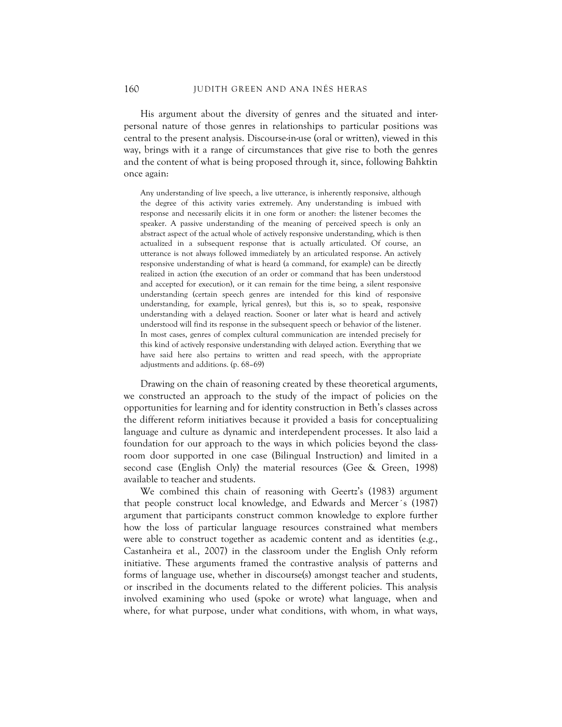His argument about the diversity of genres and the situated and interpersonal nature of those genres in relationships to particular positions was central to the present analysis. Discourse-in-use (oral or written), viewed in this way, brings with it a range of circumstances that give rise to both the genres and the content of what is being proposed through it, since, following Bahktin once again:

> Any understanding of live speech, a live utterance, is inherently responsive, although the degree of this activity varies extremely. Any understanding is imbued with response and necessarily elicits it in one form or another: the listener becomes the speaker. A passive understanding of the meaning of perceived speech is only an abstract aspect of the actual whole of actively responsive understanding, which is then actualized in a subsequent response that is actually articulated. Of course, an utterance is not always followed immediately by an articulated response. An actively responsive understanding of what is heard (a command, for example) can be directly realized in action (the execution of an order or command that has been understood and accepted for execution), or it can remain for the time being, a silent responsive understanding (certain speech genres are intended for this kind of responsive understanding, for example, lyrical genres), but this is, so to speak, responsive understanding with a delayed reaction. Sooner or later what is heard and actively understood will find its response in the subsequent speech or behavior of the listener. In most cases, genres of complex cultural communication are intended precisely for this kind of actively responsive understanding with delayed action. Everything that we have said here also pertains to written and read speech, with the appropriate adjustments and additions. (p. 68–69)

Drawing on the chain of reasoning created by these theoretical arguments, we constructed an approach to the study of the impact of policies on the opportunities for learning and for identity construction in Beth's classes across the different reform initiatives because it provided a basis for conceptualizing language and culture as dynamic and interdependent processes. It also laid a foundation for our approach to the ways in which policies beyond the classroom door supported in one case (Bilingual Instruction) and limited in a second case (English Only) the material resources (Gee & Green, 1998) available to teacher and students.

We combined this chain of reasoning with Geertz's (1983) argument that people construct local knowledge, and Edwards and Mercer´s (1987) argument that participants construct common knowledge to explore further how the loss of particular language resources constrained what members were able to construct together as academic content and as identities (e.g., Castanheira et al., 2007) in the classroom under the English Only reform initiative. These arguments framed the contrastive analysis of patterns and forms of language use, whether in discourse(s) amongst teacher and students, or inscribed in the documents related to the different policies. This analysis involved examining who used (spoke or wrote) what language, when and where, for what purpose, under what conditions, with whom, in what ways,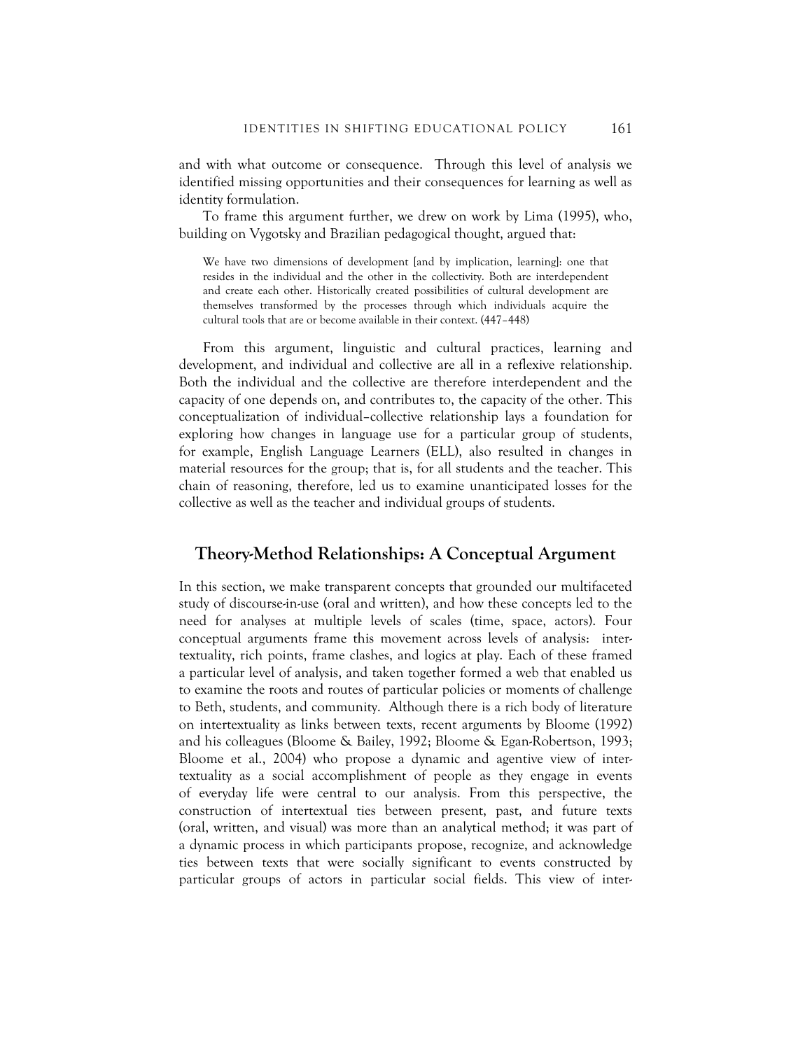and with what outcome or consequence. Through this level of analysis we identified missing opportunities and their consequences for learning as well as identity formulation.

To frame this argument further, we drew on work by Lima (1995), who, building on Vygotsky and Brazilian pedagogical thought, argued that:

> We have two dimensions of development [and by implication, learning]: one that resides in the individual and the other in the collectivity. Both are interdependent and create each other. Historically created possibilities of cultural development are themselves transformed by the processes through which individuals acquire the cultural tools that are or become available in their context. (447–448)

From this argument, linguistic and cultural practices, learning and development, and individual and collective are all in a reflexive relationship. Both the individual and the collective are therefore interdependent and the capacity of one depends on, and contributes to, the capacity of the other. This conceptualization of individual–collective relationship lays a foundation for exploring how changes in language use for a particular group of students, for example, English Language Learners (ELL), also resulted in changes in material resources for the group; that is, for all students and the teacher. This chain of reasoning, therefore, led us to examine unanticipated losses for the collective as well as the teacher and individual groups of students.

## Theory-Method Relationships: A Conceptual Argument

In this section, we make transparent concepts that grounded our multifaceted study of discourse-in-use (oral and written), and how these concepts led to the need for analyses at multiple levels of scales (time, space, actors). Four conceptual arguments frame this movement across levels of analysis: intertextuality, rich points, frame clashes, and logics at play. Each of these framed a particular level of analysis, and taken together formed a web that enabled us to examine the roots and routes of particular policies or moments of challenge to Beth, students, and community. Although there is a rich body of literature on intertextuality as links between texts, recent arguments by Bloome (1992) and his colleagues (Bloome & Bailey, 1992; Bloome & Egan-Robertson, 1993; Bloome et al., 2004) who propose a dynamic and agentive view of intertextuality as a social accomplishment of people as they engage in events of everyday life were central to our analysis. From this perspective, the construction of intertextual ties between present, past, and future texts (oral, written, and visual) was more than an analytical method; it was part of a dynamic process in which participants propose, recognize, and acknowledge ties between texts that were socially significant to events constructed by particular groups of actors in particular social fields. This view of inter-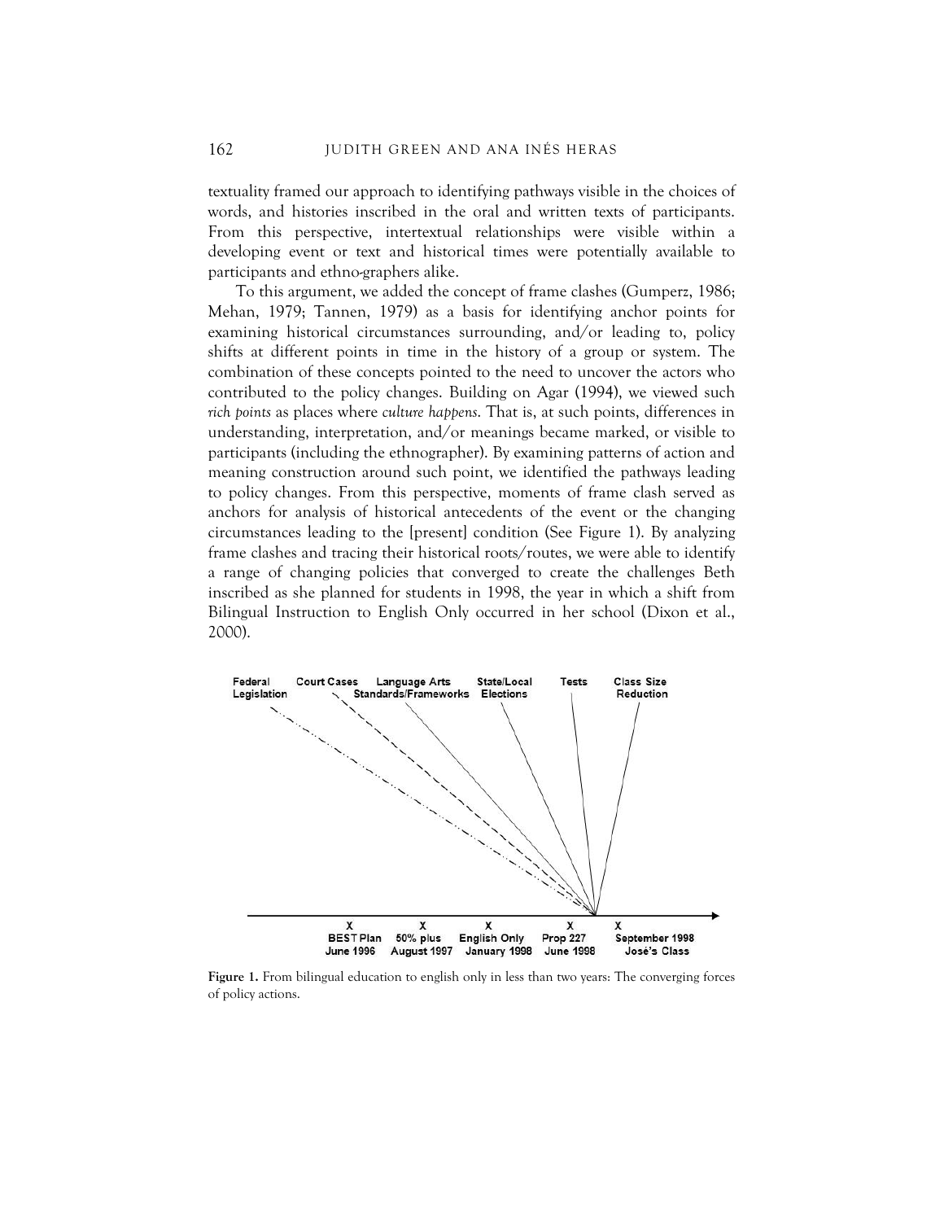textuality framed our approach to identifying pathways visible in the choices of words, and histories inscribed in the oral and written texts of participants. From this perspective, intertextual relationships were visible within a developing event or text and historical times were potentially available to participants and ethno-graphers alike.

To this argument, we added the concept of frame clashes (Gumperz, 1986; Mehan, 1979; Tannen, 1979) as a basis for identifying anchor points for examining historical circumstances surrounding, and/or leading to, policy shifts at different points in time in the history of a group or system. The combination of these concepts pointed to the need to uncover the actors who contributed to the policy changes. Building on Agar (1994), we viewed such *rich points* as places where *culture happens*. That is, at such points, differences in understanding, interpretation, and/or meanings became marked, or visible to participants (including the ethnographer). By examining patterns of action and meaning construction around such point, we identified the pathways leading to policy changes. From this perspective, moments of frame clash served as anchors for analysis of historical antecedents of the event or the changing circumstances leading to the [present] condition (See Figure 1). By analyzing frame clashes and tracing their historical roots/routes, we were able to identify a range of changing policies that converged to create the challenges Beth inscribed as she planned for students in 1998, the year in which a shift from Bilingual Instruction to English Only occurred in her school (Dixon et al., 2000).

Federal Legislation | Court Cases | Language Arts Standards/Frameworks | State/Local Elections | Tests | Class Size Reduction

X BEST Plan June 1996 | X 50% plus August 1997 | X English Only January 1998 | X Prop 227 June 1998 | X September 1998 José's Class

**Figure 1.** From bilingual education to english only in less than two years: The converging forces of policy actions.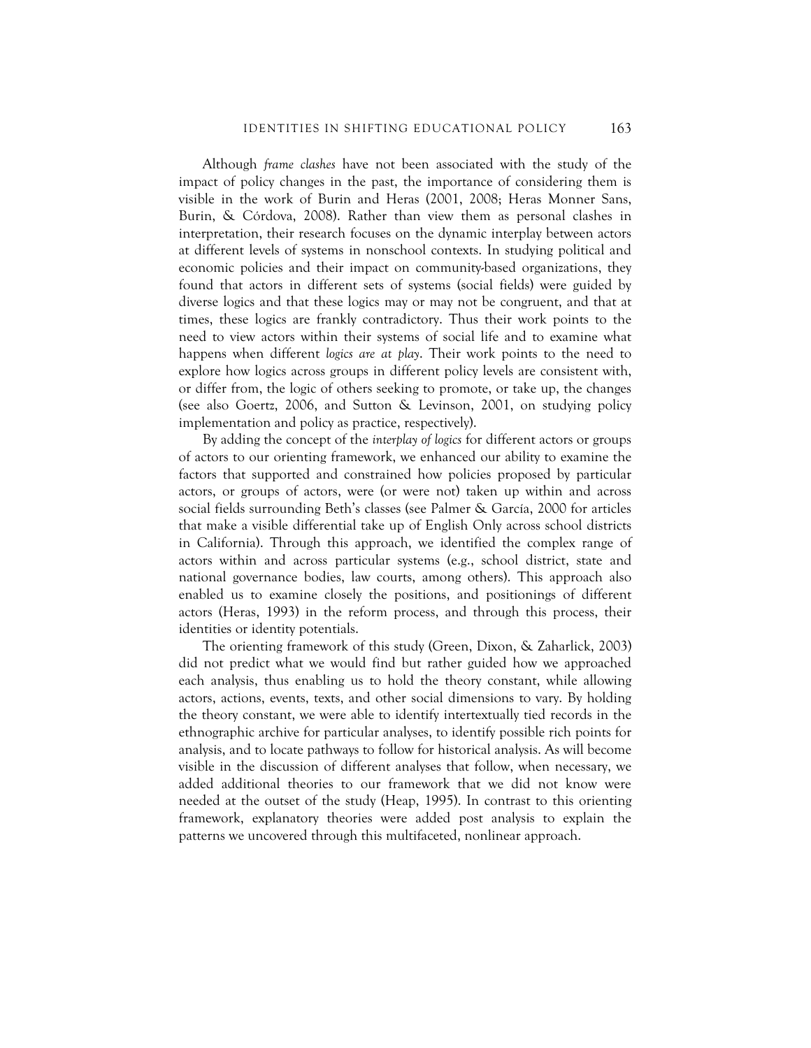Although *frame clashes* have not been associated with the study of the impact of policy changes in the past, the importance of considering them is visible in the work of Burin and Heras (2001, 2008; Heras Monner Sans, Burin, & Córdova, 2008). Rather than view them as personal clashes in interpretation, their research focuses on the dynamic interplay between actors at different levels of systems in nonschool contexts. In studying political and economic policies and their impact on community-based organizations, they found that actors in different sets of systems (social fields) were guided by diverse logics and that these logics may or may not be congruent, and that at times, these logics are frankly contradictory. Thus their work points to the need to view actors within their systems of social life and to examine what happens when different *logics are at play*. Their work points to the need to explore how logics across groups in different policy levels are consistent with, or differ from, the logic of others seeking to promote, or take up, the changes (see also Goertz, 2006, and Sutton & Levinson, 2001, on studying policy implementation and policy as practice, respectively).

By adding the concept of the *interplay of logics* for different actors or groups of actors to our orienting framework, we enhanced our ability to examine the factors that supported and constrained how policies proposed by particular actors, or groups of actors, were (or were not) taken up within and across social fields surrounding Beth's classes (see Palmer & García, 2000 for articles that make a visible differential take up of English Only across school districts in California). Through this approach, we identified the complex range of actors within and across particular systems (e.g., school district, state and national governance bodies, law courts, among others). This approach also enabled us to examine closely the positions, and positionings of different actors (Heras, 1993) in the reform process, and through this process, their identities or identity potentials.

The orienting framework of this study (Green, Dixon, & Zaharlick, 2003) did not predict what we would find but rather guided how we approached each analysis, thus enabling us to hold the theory constant, while allowing actors, actions, events, texts, and other social dimensions to vary. By holding the theory constant, we were able to identify intertextually tied records in the ethnographic archive for particular analyses, to identify possible rich points for analysis, and to locate pathways to follow for historical analysis. As will become visible in the discussion of different analyses that follow, when necessary, we added additional theories to our framework that we did not know were needed at the outset of the study (Heap, 1995). In contrast to this orienting framework, explanatory theories were added post analysis to explain the patterns we uncovered through this multifaceted, nonlinear approach.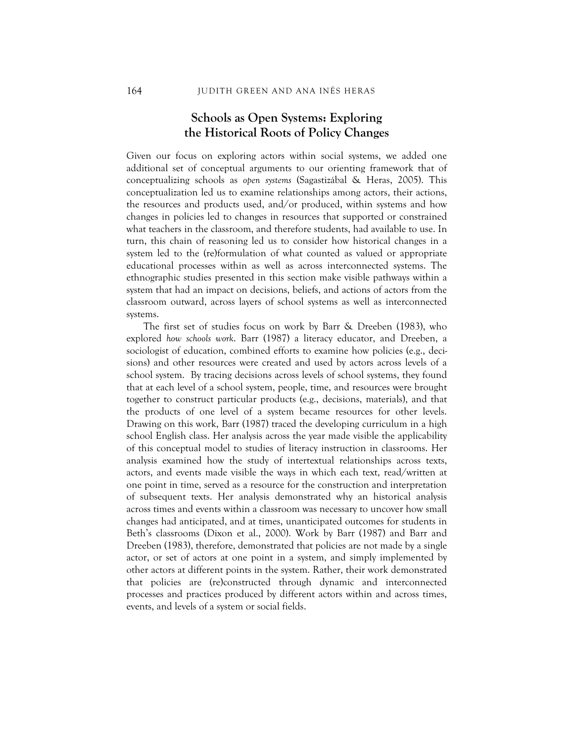## Schools as Open Systems: Exploring the Historical Roots of Policy Changes

Given our focus on exploring actors within social systems, we added one additional set of conceptual arguments to our orienting framework that of conceptualizing schools as *open systems* (Sagastizábal & Heras, 2005). This conceptualization led us to examine relationships among actors, their actions, the resources and products used, and/or produced, within systems and how changes in policies led to changes in resources that supported or constrained what teachers in the classroom, and therefore students, had available to use. In turn, this chain of reasoning led us to consider how historical changes in a system led to the (re)formulation of what counted as valued or appropriate educational processes within as well as across interconnected systems. The ethnographic studies presented in this section make visible pathways within a system that had an impact on decisions, beliefs, and actions of actors from the classroom outward, across layers of school systems as well as interconnected systems.

The first set of studies focus on work by Barr & Dreeben (1983), who explored *how schools work*. Barr (1987) a literacy educator, and Dreeben, a sociologist of education, combined efforts to examine how policies (e.g., decisions) and other resources were created and used by actors across levels of a school system. By tracing decisions across levels of school systems, they found that at each level of a school system, people, time, and resources were brought together to construct particular products (e.g., decisions, materials), and that the products of one level of a system became resources for other levels. Drawing on this work, Barr (1987) traced the developing curriculum in a high school English class. Her analysis across the year made visible the applicability of this conceptual model to studies of literacy instruction in classrooms. Her analysis examined how the study of intertextual relationships across texts, actors, and events made visible the ways in which each text, read/written at one point in time, served as a resource for the construction and interpretation of subsequent texts. Her analysis demonstrated why an historical analysis across times and events within a classroom was necessary to uncover how small changes had anticipated, and at times, unanticipated outcomes for students in Beth's classrooms (Dixon et al., 2000). Work by Barr (1987) and Barr and Dreeben (1983), therefore, demonstrated that policies are not made by a single actor, or set of actors at one point in a system, and simply implemented by other actors at different points in the system. Rather, their work demonstrated that policies are (re)constructed through dynamic and interconnected processes and practices produced by different actors within and across times, events, and levels of a system or social fields.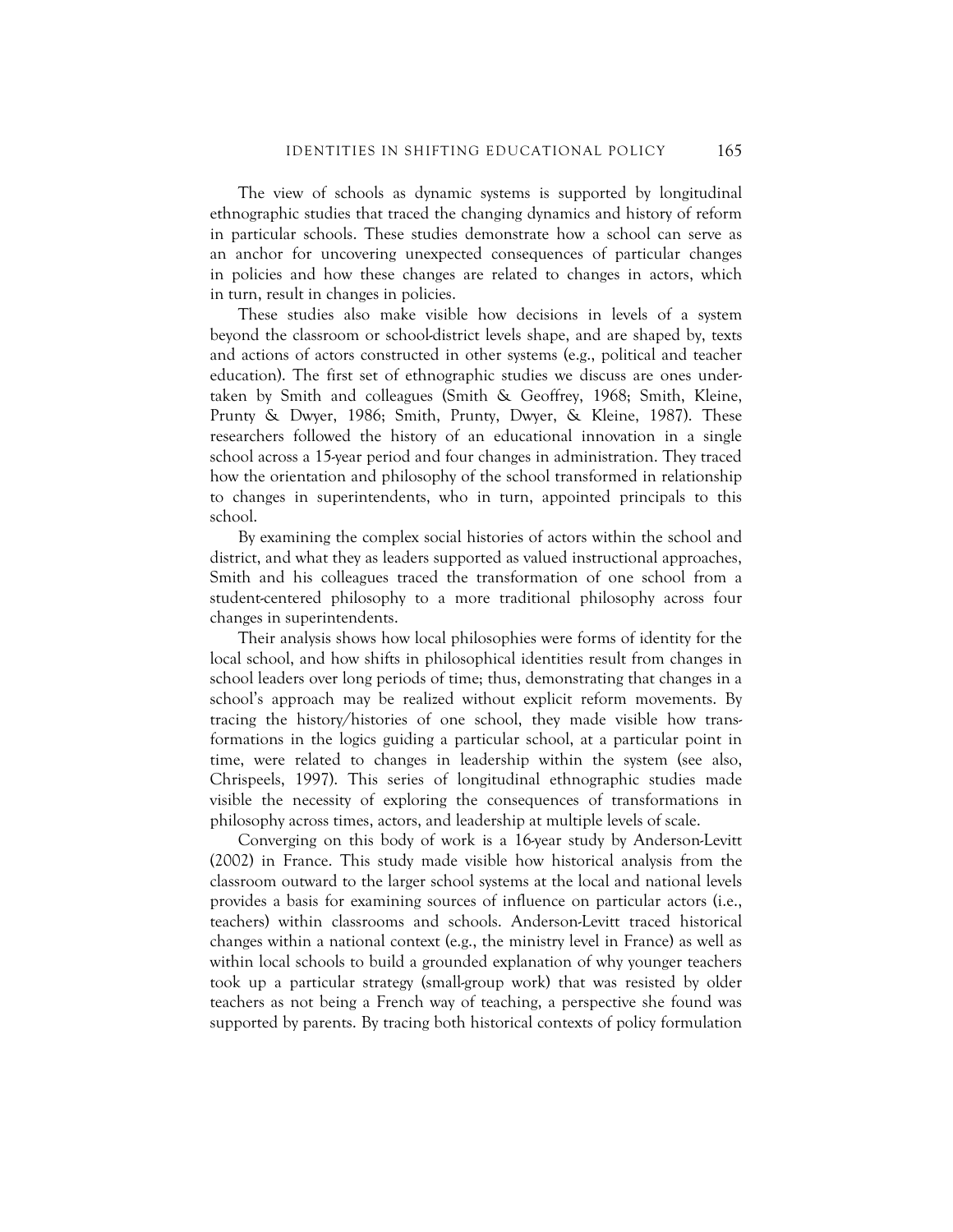The view of schools as dynamic systems is supported by longitudinal ethnographic studies that traced the changing dynamics and history of reform in particular schools. These studies demonstrate how a school can serve as an anchor for uncovering unexpected consequences of particular changes in policies and how these changes are related to changes in actors, which in turn, result in changes in policies.

These studies also make visible how decisions in levels of a system beyond the classroom or school-district levels shape, and are shaped by, texts and actions of actors constructed in other systems (e.g., political and teacher education). The first set of ethnographic studies we discuss are ones undertaken by Smith and colleagues (Smith & Geoffrey, 1968; Smith, Kleine, Prunty & Dwyer, 1986; Smith, Prunty, Dwyer, & Kleine, 1987). These researchers followed the history of an educational innovation in a single school across a 15-year period and four changes in administration. They traced how the orientation and philosophy of the school transformed in relationship to changes in superintendents, who in turn, appointed principals to this school.

By examining the complex social histories of actors within the school and district, and what they as leaders supported as valued instructional approaches, Smith and his colleagues traced the transformation of one school from a student-centered philosophy to a more traditional philosophy across four changes in superintendents.

Their analysis shows how local philosophies were forms of identity for the local school, and how shifts in philosophical identities result from changes in school leaders over long periods of time; thus, demonstrating that changes in a school's approach may be realized without explicit reform movements. By tracing the history/histories of one school, they made visible how transformations in the logics guiding a particular school, at a particular point in time, were related to changes in leadership within the system (see also, Chrispeels, 1997). This series of longitudinal ethnographic studies made visible the necessity of exploring the consequences of transformations in philosophy across times, actors, and leadership at multiple levels of scale.

Converging on this body of work is a 16-year study by Anderson-Levitt (2002) in France. This study made visible how historical analysis from the classroom outward to the larger school systems at the local and national levels provides a basis for examining sources of influence on particular actors (i.e., teachers) within classrooms and schools. Anderson-Levitt traced historical changes within a national context (e.g., the ministry level in France) as well as within local schools to build a grounded explanation of why younger teachers took up a particular strategy (small-group work) that was resisted by older teachers as not being a French way of teaching, a perspective she found was supported by parents. By tracing both historical contexts of policy formulation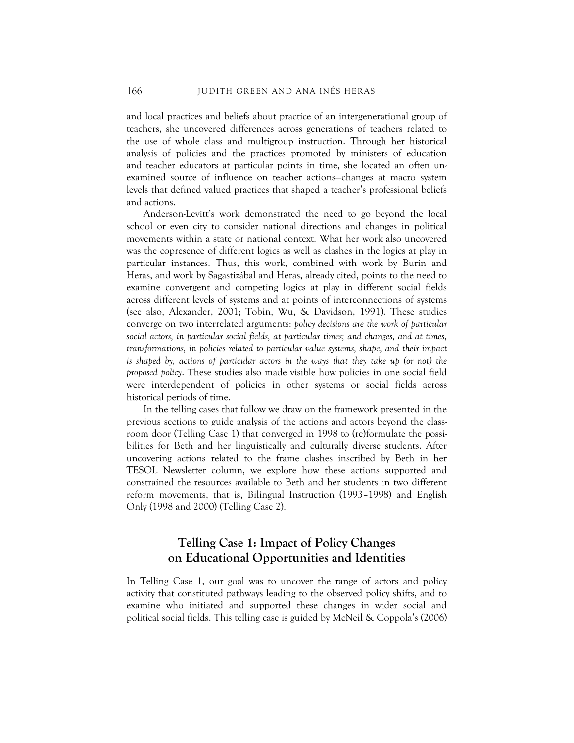and local practices and beliefs about practice of an intergenerational group of teachers, she uncovered differences across generations of teachers related to the use of whole class and multigroup instruction. Through her historical analysis of policies and the practices promoted by ministers of education and teacher educators at particular points in time, she located an often unexamined source of influence on teacher actions—changes at macro system levels that defined valued practices that shaped a teacher's professional beliefs and actions.

Anderson-Levitt's work demonstrated the need to go beyond the local school or even city to consider national directions and changes in political movements within a state or national context. What her work also uncovered was the copresence of different logics as well as clashes in the logics at play in particular instances. Thus, this work, combined with work by Burin and Heras, and work by Sagastizábal and Heras, already cited, points to the need to examine convergent and competing logics at play in different social fields across different levels of systems and at points of interconnections of systems (see also, Alexander, 2001; Tobin, Wu, & Davidson, 1991). These studies converge on two interrelated arguments: *policy decisions are the work of particular social actors, in particular social fields, at particular times; and changes, and at times, transformations, in policies related to particular value systems, shape, and their impact is shaped by, actions of particular actors in the ways that they take up (or not) the proposed policy*. These studies also made visible how policies in one social field were interdependent of policies in other systems or social fields across historical periods of time.

In the telling cases that follow we draw on the framework presented in the previous sections to guide analysis of the actions and actors beyond the classroom door (Telling Case 1) that converged in 1998 to (re)formulate the possibilities for Beth and her linguistically and culturally diverse students. After uncovering actions related to the frame clashes inscribed by Beth in her TESOL Newsletter column, we explore how these actions supported and constrained the resources available to Beth and her students in two different reform movements, that is, Bilingual Instruction (1993–1998) and English Only (1998 and 2000) (Telling Case 2).

## Telling Case 1: Impact of Policy Changes on Educational Opportunities and Identities

In Telling Case 1, our goal was to uncover the range of actors and policy activity that constituted pathways leading to the observed policy shifts, and to examine who initiated and supported these changes in wider social and political social fields. This telling case is guided by McNeil & Coppola's (2006)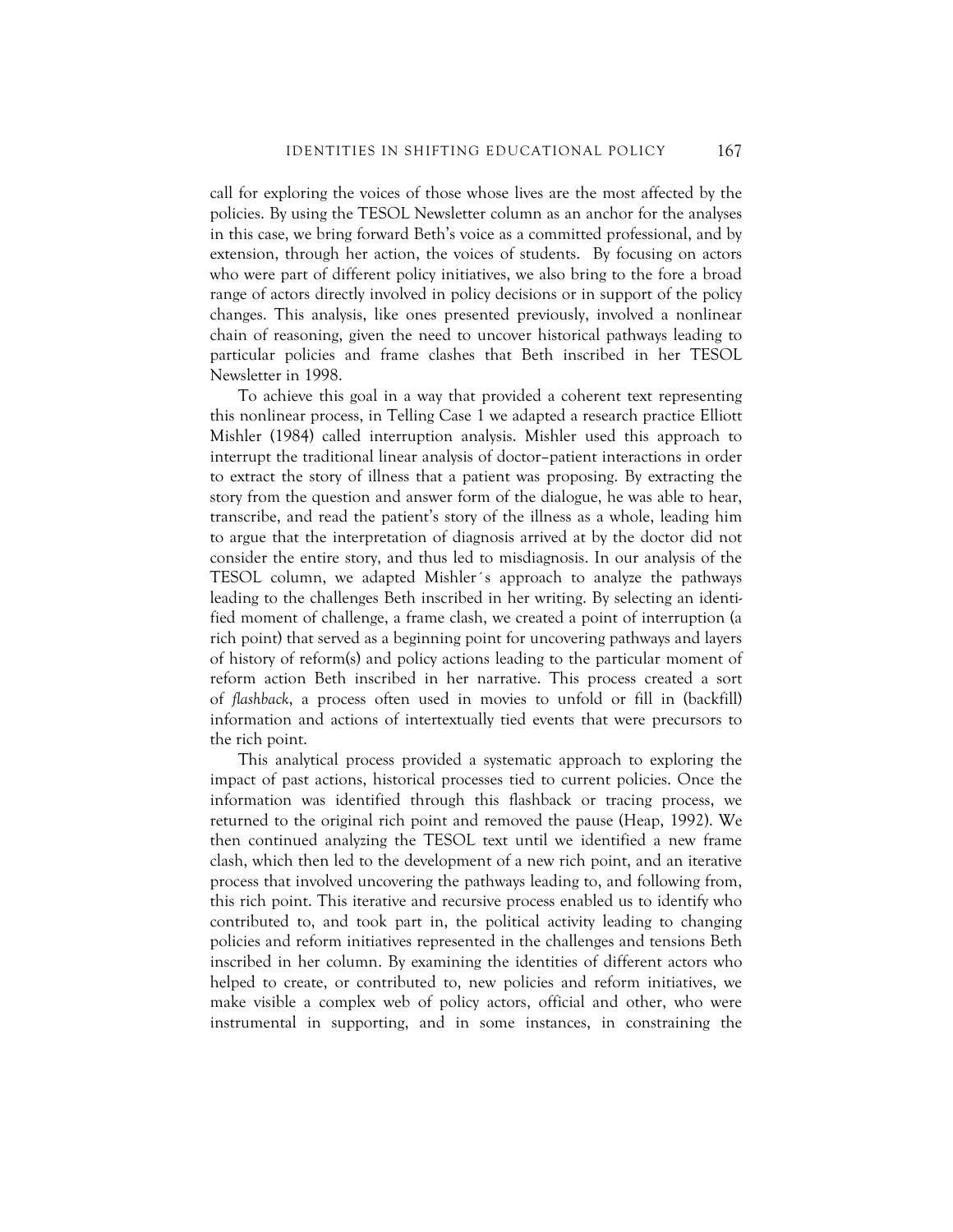call for exploring the voices of those whose lives are the most affected by the policies. By using the TESOL Newsletter column as an anchor for the analyses in this case, we bring forward Beth's voice as a committed professional, and by extension, through her action, the voices of students. By focusing on actors who were part of different policy initiatives, we also bring to the fore a broad range of actors directly involved in policy decisions or in support of the policy changes. This analysis, like ones presented previously, involved a nonlinear chain of reasoning, given the need to uncover historical pathways leading to particular policies and frame clashes that Beth inscribed in her TESOL Newsletter in 1998.

To achieve this goal in a way that provided a coherent text representing this nonlinear process, in Telling Case 1 we adapted a research practice Elliott Mishler (1984) called interruption analysis. Mishler used this approach to interrupt the traditional linear analysis of doctor–patient interactions in order to extract the story of illness that a patient was proposing. By extracting the story from the question and answer form of the dialogue, he was able to hear, transcribe, and read the patient's story of the illness as a whole, leading him to argue that the interpretation of diagnosis arrived at by the doctor did not consider the entire story, and thus led to misdiagnosis. In our analysis of the TESOL column, we adapted Mishler´s approach to analyze the pathways leading to the challenges Beth inscribed in her writing. By selecting an identified moment of challenge, a frame clash, we created a point of interruption (a rich point) that served as a beginning point for uncovering pathways and layers of history of reform(s) and policy actions leading to the particular moment of reform action Beth inscribed in her narrative. This process created a sort of *flashback*, a process often used in movies to unfold or fill in (backfill) information and actions of intertextually tied events that were precursors to the rich point.

This analytical process provided a systematic approach to exploring the impact of past actions, historical processes tied to current policies. Once the information was identified through this flashback or tracing process, we returned to the original rich point and removed the pause (Heap, 1992). We then continued analyzing the TESOL text until we identified a new frame clash, which then led to the development of a new rich point, and an iterative process that involved uncovering the pathways leading to, and following from, this rich point. This iterative and recursive process enabled us to identify who contributed to, and took part in, the political activity leading to changing policies and reform initiatives represented in the challenges and tensions Beth inscribed in her column. By examining the identities of different actors who helped to create, or contributed to, new policies and reform initiatives, we make visible a complex web of policy actors, official and other, who were instrumental in supporting, and in some instances, in constraining the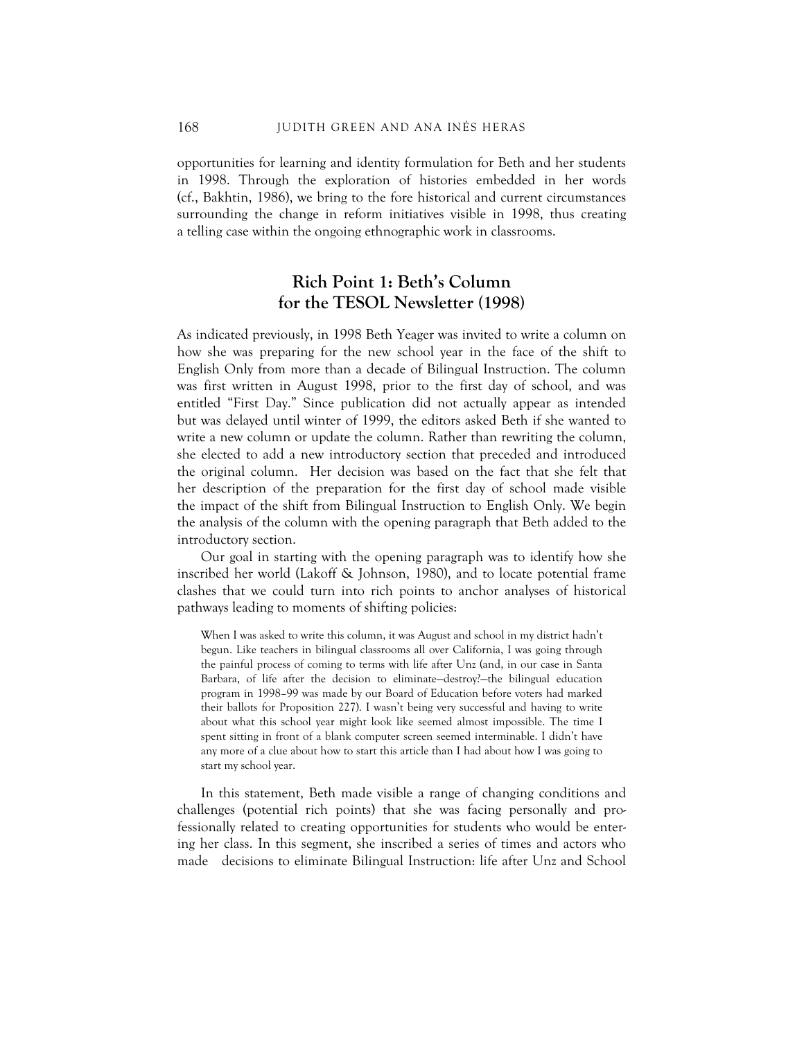opportunities for learning and identity formulation for Beth and her students in 1998. Through the exploration of histories embedded in her words (cf., Bakhtin, 1986), we bring to the fore historical and current circumstances surrounding the change in reform initiatives visible in 1998, thus creating a telling case within the ongoing ethnographic work in classrooms.

## Rich Point 1: Beth's Column for the TESOL Newsletter (1998)

As indicated previously, in 1998 Beth Yeager was invited to write a column on how she was preparing for the new school year in the face of the shift to English Only from more than a decade of Bilingual Instruction. The column was first written in August 1998, prior to the first day of school, and was entitled "First Day." Since publication did not actually appear as intended but was delayed until winter of 1999, the editors asked Beth if she wanted to write a new column or update the column. Rather than rewriting the column, she elected to add a new introductory section that preceded and introduced the original column. Her decision was based on the fact that she felt that her description of the preparation for the first day of school made visible the impact of the shift from Bilingual Instruction to English Only. We begin the analysis of the column with the opening paragraph that Beth added to the introductory section.

Our goal in starting with the opening paragraph was to identify how she inscribed her world (Lakoff & Johnson, 1980), and to locate potential frame clashes that we could turn into rich points to anchor analyses of historical pathways leading to moments of shifting policies:

> When I was asked to write this column, it was August and school in my district hadn't begun. Like teachers in bilingual classrooms all over California, I was going through the painful process of coming to terms with life after Unz (and, in our case in Santa Barbara, of life after the decision to eliminate—destroy?—the bilingual education program in 1998–99 was made by our Board of Education before voters had marked their ballots for Proposition 227). I wasn't being very successful and having to write about what this school year might look like seemed almost impossible. The time I spent sitting in front of a blank computer screen seemed interminable. I didn't have any more of a clue about how to start this article than I had about how I was going to start my school year.

In this statement, Beth made visible a range of changing conditions and challenges (potential rich points) that she was facing personally and professionally related to creating opportunities for students who would be entering her class. In this segment, she inscribed a series of times and actors who made decisions to eliminate Bilingual Instruction: life after Unz and School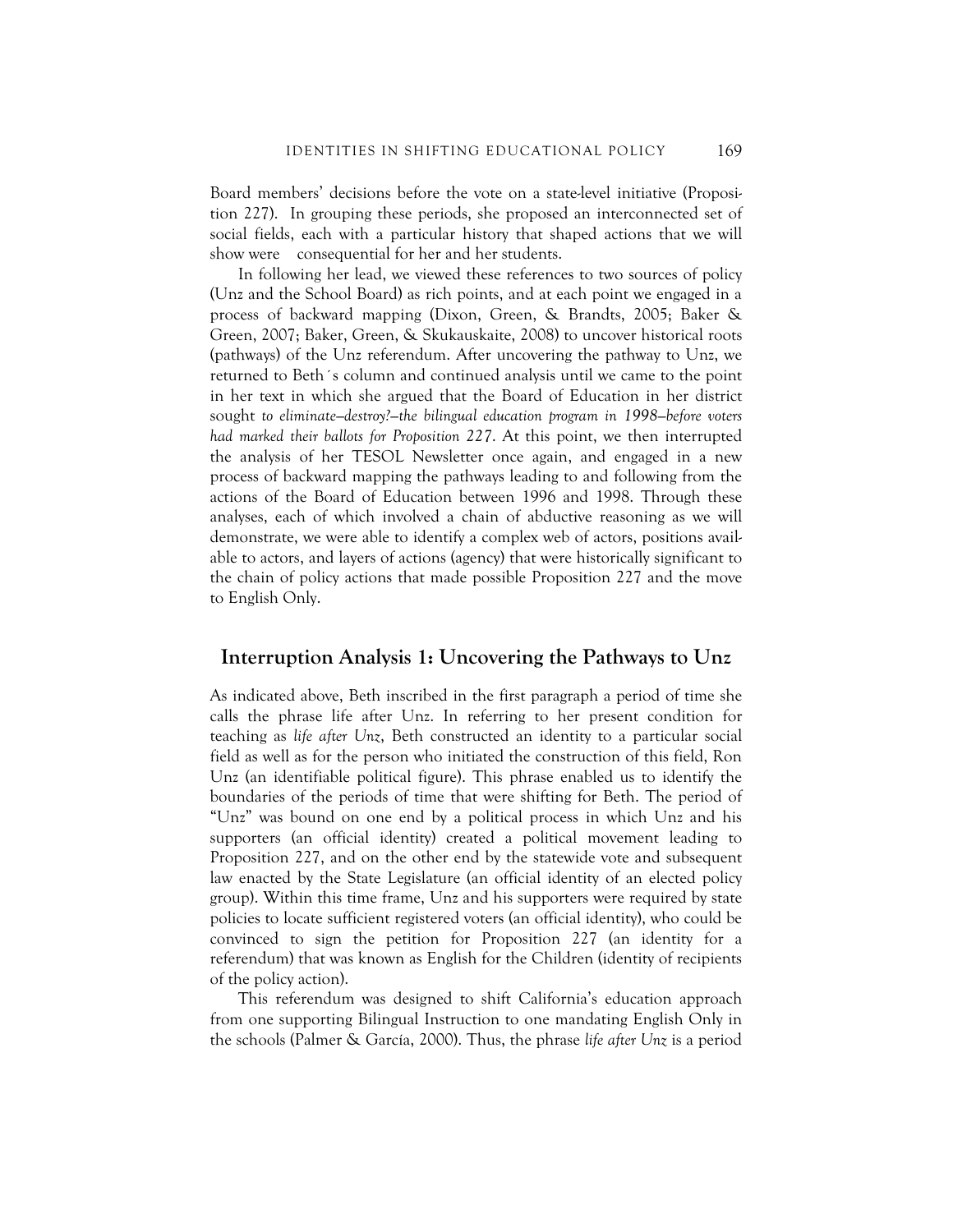Board members' decisions before the vote on a state-level initiative (Proposition 227). In grouping these periods, she proposed an interconnected set of social fields, each with a particular history that shaped actions that we will show were consequential for her and her students.

In following her lead, we viewed these references to two sources of policy (Unz and the School Board) as rich points, and at each point we engaged in a process of backward mapping (Dixon, Green, & Brandts, 2005; Baker & Green, 2007; Baker, Green, & Skukauskaite, 2008) to uncover historical roots (pathways) of the Unz referendum. After uncovering the pathway to Unz, we returned to Beth´s column and continued analysis until we came to the point in her text in which she argued that the Board of Education in her district sought *to eliminate—destroy?—the bilingual education program in 1998—before voters had marked their ballots for Proposition 227*. At this point, we then interrupted the analysis of her TESOL Newsletter once again, and engaged in a new process of backward mapping the pathways leading to and following from the actions of the Board of Education between 1996 and 1998. Through these analyses, each of which involved a chain of abductive reasoning as we will demonstrate, we were able to identify a complex web of actors, positions available to actors, and layers of actions (agency) that were historically significant to the chain of policy actions that made possible Proposition 227 and the move to English Only.

## Interruption Analysis 1: Uncovering the Pathways to Unz

As indicated above, Beth inscribed in the first paragraph a period of time she calls the phrase life after Unz. In referring to her present condition for teaching as *life after Unz*, Beth constructed an identity to a particular social field as well as for the person who initiated the construction of this field, Ron Unz (an identifiable political figure). This phrase enabled us to identify the boundaries of the periods of time that were shifting for Beth. The period of "Unz" was bound on one end by a political process in which Unz and his supporters (an official identity) created a political movement leading to Proposition 227, and on the other end by the statewide vote and subsequent law enacted by the State Legislature (an official identity of an elected policy group). Within this time frame, Unz and his supporters were required by state policies to locate sufficient registered voters (an official identity), who could be convinced to sign the petition for Proposition 227 (an identity for a referendum) that was known as English for the Children (identity of recipients of the policy action).

This referendum was designed to shift California's education approach from one supporting Bilingual Instruction to one mandating English Only in the schools (Palmer & García, 2000). Thus, the phrase *life after Unz* is a period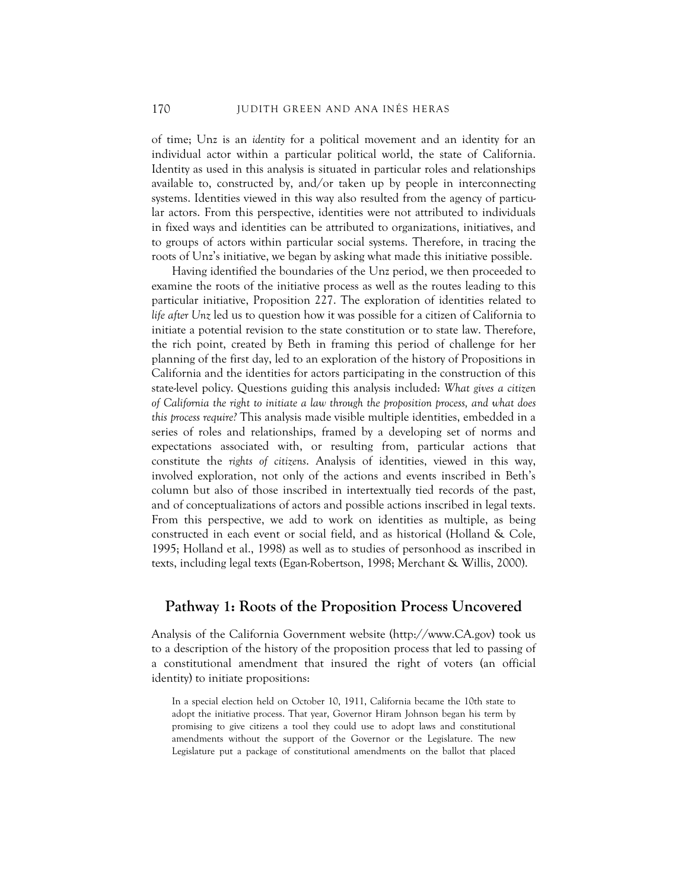of time; Unz is an *identity* for a political movement and an identity for an individual actor within a particular political world, the state of California. Identity as used in this analysis is situated in particular roles and relationships available to, constructed by, and/or taken up by people in interconnecting systems. Identities viewed in this way also resulted from the agency of particular actors. From this perspective, identities were not attributed to individuals in fixed ways and identities can be attributed to organizations, initiatives, and to groups of actors within particular social systems. Therefore, in tracing the roots of Unz's initiative, we began by asking what made this initiative possible.

Having identified the boundaries of the Unz period, we then proceeded to examine the roots of the initiative process as well as the routes leading to this particular initiative, Proposition 227. The exploration of identities related to *life after Unz* led us to question how it was possible for a citizen of California to initiate a potential revision to the state constitution or to state law. Therefore, the rich point, created by Beth in framing this period of challenge for her planning of the first day, led to an exploration of the history of Propositions in California and the identities for actors participating in the construction of this state-level policy. Questions guiding this analysis included: *What gives a citizen of California the right to initiate a law through the proposition process, and what does this process require?* This analysis made visible multiple identities, embedded in a series of roles and relationships, framed by a developing set of norms and expectations associated with, or resulting from, particular actions that constitute the *rights of citizens*. Analysis of identities, viewed in this way, involved exploration, not only of the actions and events inscribed in Beth's column but also of those inscribed in intertextually tied records of the past, and of conceptualizations of actors and possible actions inscribed in legal texts. From this perspective, we add to work on identities as multiple, as being constructed in each event or social field, and as historical (Holland & Cole, 1995; Holland et al., 1998) as well as to studies of personhood as inscribed in texts, including legal texts (Egan-Robertson, 1998; Merchant & Willis, 2000).

## Pathway 1: Roots of the Proposition Process Uncovered

Analysis of the California Government website (http://www.CA.gov) took us to a description of the history of the proposition process that led to passing of a constitutional amendment that insured the right of voters (an official identity) to initiate propositions:

> In a special election held on October 10, 1911, California became the 10th state to adopt the initiative process. That year, Governor Hiram Johnson began his term by promising to give citizens a tool they could use to adopt laws and constitutional amendments without the support of the Governor or the Legislature. The new Legislature put a package of constitutional amendments on the ballot that placed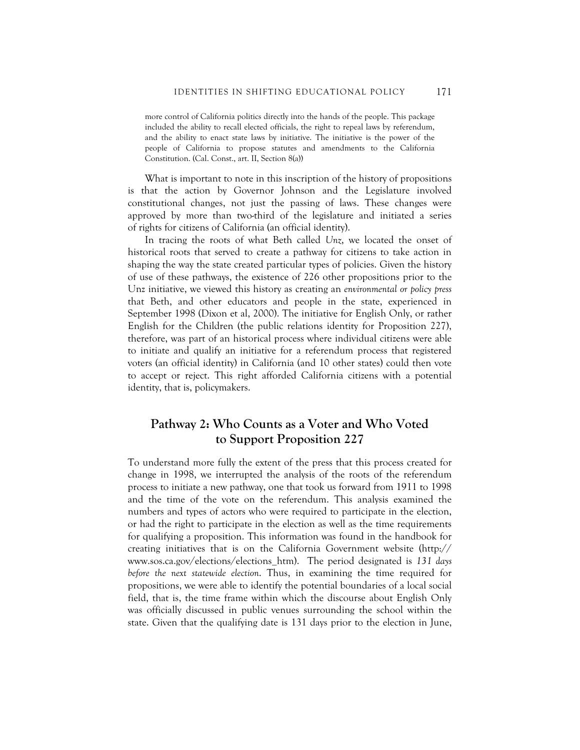more control of California politics directly into the hands of the people. This package included the ability to recall elected officials, the right to repeal laws by referendum, and the ability to enact state laws by initiative. The initiative is the power of the people of California to propose statutes and amendments to the California Constitution. (Cal. Const., art. II, Section 8(a))

What is important to note in this inscription of the history of propositions is that the action by Governor Johnson and the Legislature involved constitutional changes, not just the passing of laws. These changes were approved by more than two-third of the legislature and initiated a series of rights for citizens of California (an official identity).

In tracing the roots of what Beth called *Unz*, we located the onset of historical roots that served to create a pathway for citizens to take action in shaping the way the state created particular types of policies. Given the history of use of these pathways, the existence of 226 other propositions prior to the Unz initiative, we viewed this history as creating an *environmental or policy press* that Beth, and other educators and people in the state, experienced in September 1998 (Dixon et al, 2000). The initiative for English Only, or rather English for the Children (the public relations identity for Proposition 227), therefore, was part of an historical process where individual citizens were able to initiate and qualify an initiative for a referendum process that registered voters (an official identity) in California (and 10 other states) could then vote to accept or reject. This right afforded California citizens with a potential identity, that is, policymakers.

## Pathway 2: Who Counts as a Voter and Who Voted to Support Proposition 227

To understand more fully the extent of the press that this process created for change in 1998, we interrupted the analysis of the roots of the referendum process to initiate a new pathway, one that took us forward from 1911 to 1998 and the time of the vote on the referendum. This analysis examined the numbers and types of actors who were required to participate in the election, or had the right to participate in the election as well as the time requirements for qualifying a proposition. This information was found in the handbook for creating initiatives that is on the California Government website (http://www.sos.ca.gov/elections/elections_htm). The period designated is *131 days before the next statewide election*. Thus, in examining the time required for propositions, we were able to identify the potential boundaries of a local social field, that is, the time frame within which the discourse about English Only was officially discussed in public venues surrounding the school within the state. Given that the qualifying date is 131 days prior to the election in June,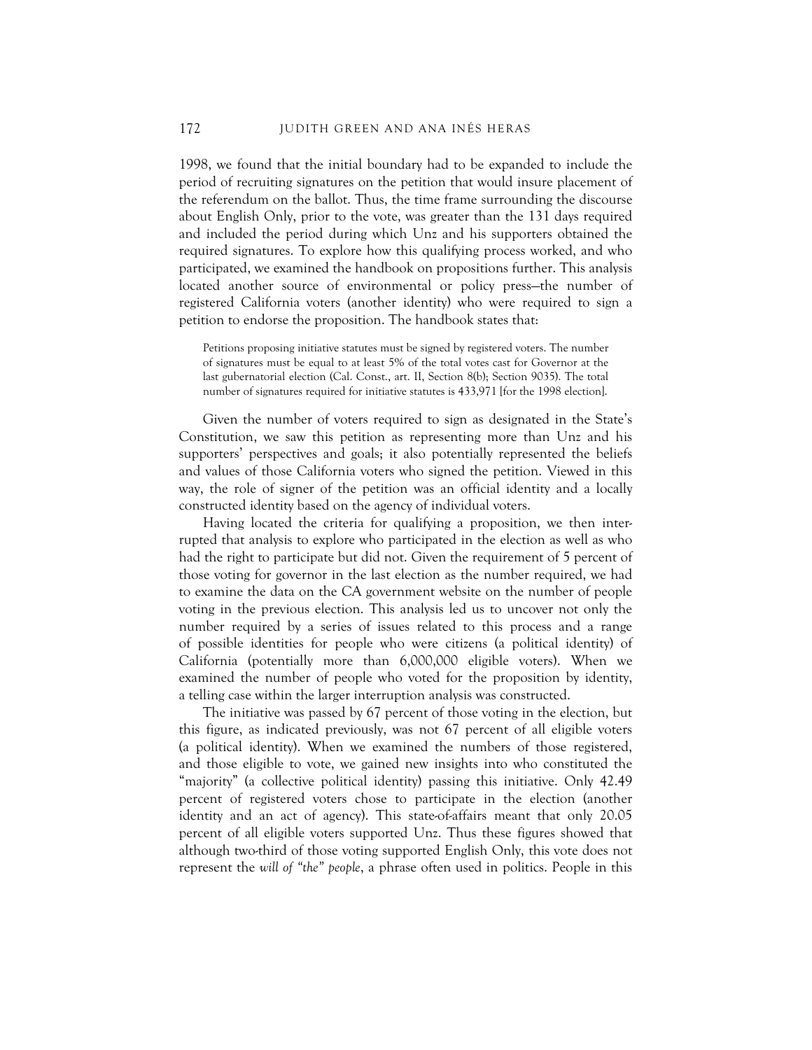1998, we found that the initial boundary had to be expanded to include the period of recruiting signatures on the petition that would insure placement of the referendum on the ballot. Thus, the time frame surrounding the discourse about English Only, prior to the vote, was greater than the 131 days required and included the period during which Unz and his supporters obtained the required signatures. To explore how this qualifying process worked, and who participated, we examined the handbook on propositions further. This analysis located another source of environmental or policy press—the number of registered California voters (another identity) who were required to sign a petition to endorse the proposition. The handbook states that:

> Petitions proposing initiative statutes must be signed by registered voters. The number of signatures must be equal to at least 5% of the total votes cast for Governor at the last gubernatorial election (Cal. Const., art. II, Section 8(b); Section 9035). The total number of signatures required for initiative statutes is 433,971 [for the 1998 election].

Given the number of voters required to sign as designated in the State's Constitution, we saw this petition as representing more than Unz and his supporters' perspectives and goals; it also potentially represented the beliefs and values of those California voters who signed the petition. Viewed in this way, the role of signer of the petition was an official identity and a locally constructed identity based on the agency of individual voters.

Having located the criteria for qualifying a proposition, we then interrupted that analysis to explore who participated in the election as well as who had the right to participate but did not. Given the requirement of 5 percent of those voting for governor in the last election as the number required, we had to examine the data on the CA government website on the number of people voting in the previous election. This analysis led us to uncover not only the number required by a series of issues related to this process and a range of possible identities for people who were citizens (a political identity) of California (potentially more than 6,000,000 eligible voters). When we examined the number of people who voted for the proposition by identity, a telling case within the larger interruption analysis was constructed.

The initiative was passed by 67 percent of those voting in the election, but this figure, as indicated previously, was not 67 percent of all eligible voters (a political identity). When we examined the numbers of those registered, and those eligible to vote, we gained new insights into who constituted the "majority" (a collective political identity) passing this initiative. Only 42.49 percent of registered voters chose to participate in the election (another identity and an act of agency). This state-of-affairs meant that only 20.05 percent of all eligible voters supported Unz. Thus these figures showed that although two-third of those voting supported English Only, this vote does not represent the *will of "the" people*, a phrase often used in politics. People in this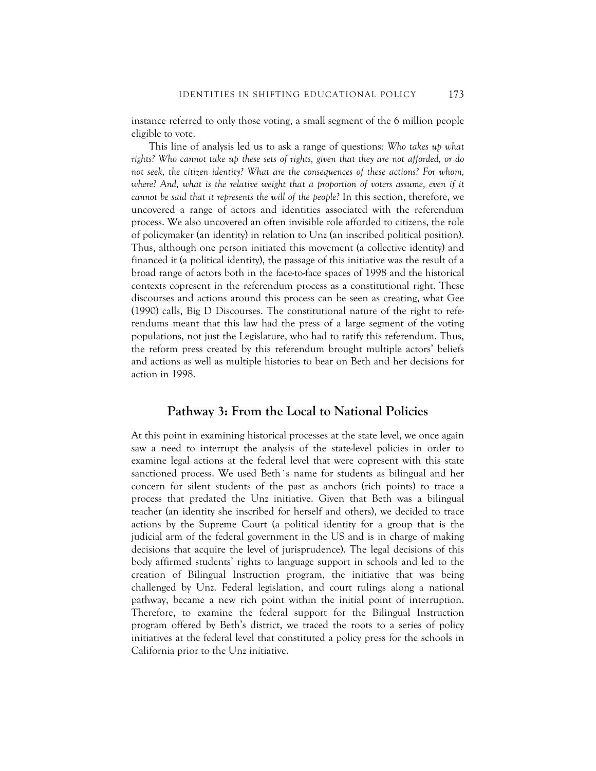instance referred to only those voting, a small segment of the 6 million people eligible to vote.

This line of analysis led us to ask a range of questions: *Who takes up what rights? Who cannot take up these sets of rights, given that they are not afforded, or do not seek, the citizen identity? What are the consequences of these actions? For whom, where? And, what is the relative weight that a proportion of voters assume, even if it cannot be said that it represents the will of the people?* In this section, therefore, we uncovered a range of actors and identities associated with the referendum process. We also uncovered an often invisible role afforded to citizens, the role of policymaker (an identity) in relation to Unz (an inscribed political position). Thus, although one person initiated this movement (a collective identity) and financed it (a political identity), the passage of this initiative was the result of a broad range of actors both in the face-to-face spaces of 1998 and the historical contexts copresent in the referendum process as a constitutional right. These discourses and actions around this process can be seen as creating, what Gee (1990) calls, Big D Discourses. The constitutional nature of the right to referendums meant that this law had the press of a large segment of the voting populations, not just the Legislature, who had to ratify this referendum. Thus, the reform press created by this referendum brought multiple actors' beliefs and actions as well as multiple histories to bear on Beth and her decisions for action in 1998.

## Pathway 3: From the Local to National Policies

At this point in examining historical processes at the state level, we once again saw a need to interrupt the analysis of the state-level policies in order to examine legal actions at the federal level that were copresent with this state sanctioned process. We used Beth´s name for students as bilingual and her concern for silent students of the past as anchors (rich points) to trace a process that predated the Unz initiative. Given that Beth was a bilingual teacher (an identity she inscribed for herself and others), we decided to trace actions by the Supreme Court (a political identity for a group that is the judicial arm of the federal government in the US and is in charge of making decisions that acquire the level of jurisprudence). The legal decisions of this body affirmed students' rights to language support in schools and led to the creation of Bilingual Instruction program, the initiative that was being challenged by Unz. Federal legislation, and court rulings along a national pathway, became a new rich point within the initial point of interruption. Therefore, to examine the federal support for the Bilingual Instruction program offered by Beth's district, we traced the roots to a series of policy initiatives at the federal level that constituted a policy press for the schools in California prior to the Unz initiative.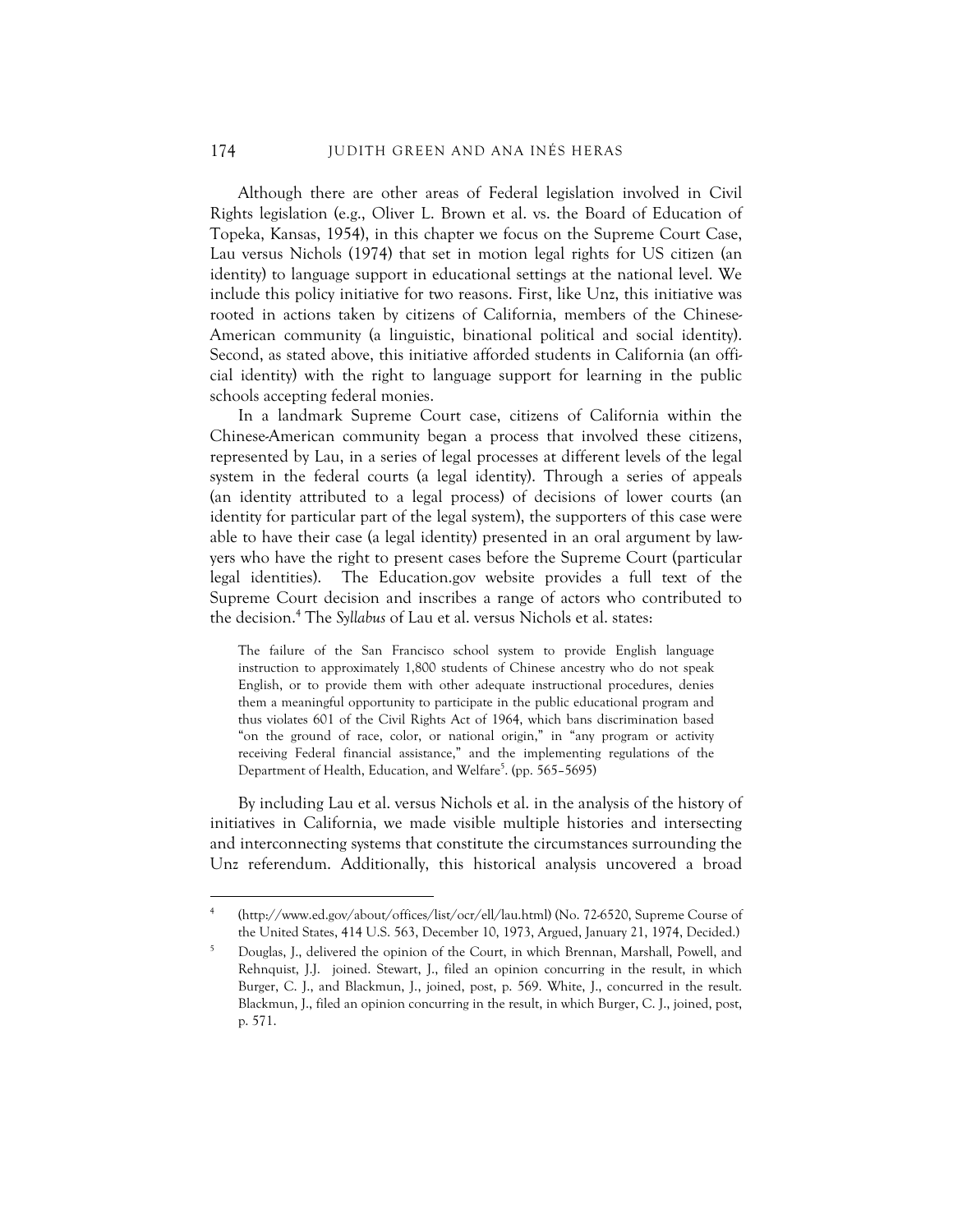Although there are other areas of Federal legislation involved in Civil Rights legislation (e.g., Oliver L. Brown et al. vs. the Board of Education of Topeka, Kansas, 1954), in this chapter we focus on the Supreme Court Case, Lau versus Nichols (1974) that set in motion legal rights for US citizen (an identity) to language support in educational settings at the national level. We include this policy initiative for two reasons. First, like Unz, this initiative was rooted in actions taken by citizens of California, members of the Chinese-American community (a linguistic, binational political and social identity). Second, as stated above, this initiative afforded students in California (an official identity) with the right to language support for learning in the public schools accepting federal monies.

In a landmark Supreme Court case, citizens of California within the Chinese-American community began a process that involved these citizens, represented by Lau, in a series of legal processes at different levels of the legal system in the federal courts (a legal identity). Through a series of appeals (an identity attributed to a legal process) of decisions of lower courts (an identity for particular part of the legal system), the supporters of this case were able to have their case (a legal identity) presented in an oral argument by lawyers who have the right to present cases before the Supreme Court (particular legal identities). The Education.gov website provides a full text of the Supreme Court decision and inscribes a range of actors who contributed to the decision.[4] The *Syllabus* of Lau et al. versus Nichols et al. states:

> The failure of the San Francisco school system to provide English language instruction to approximately 1,800 students of Chinese ancestry who do not speak English, or to provide them with other adequate instructional procedures, denies them a meaningful opportunity to participate in the public educational program and thus violates 601 of the Civil Rights Act of 1964, which bans discrimination based "on the ground of race, color, or national origin," in "any program or activity receiving Federal financial assistance," and the implementing regulations of the Department of Health, Education, and Welfare[5]. (pp. 565–5695)

By including Lau et al. versus Nichols et al. in the analysis of the history of initiatives in California, we made visible multiple histories and intersecting and interconnecting systems that constitute the circumstances surrounding the Unz referendum. Additionally, this historical analysis uncovered a broad

---

[4] (http://www.ed.gov/about/offices/list/ocr/ell/lau.html) (No. 72-6520, Supreme Course of the United States, 414 U.S. 563, December 10, 1973, Argued, January 21, 1974, Decided.)

[5] Douglas, J., delivered the opinion of the Court, in which Brennan, Marshall, Powell, and Rehnquist, J.J. joined. Stewart, J., filed an opinion concurring in the result, in which Burger, C. J., and Blackmun, J., joined, post, p. 569. White, J., concurred in the result. Blackmun, J., filed an opinion concurring in the result, in which Burger, C. J., joined, post, p. 571.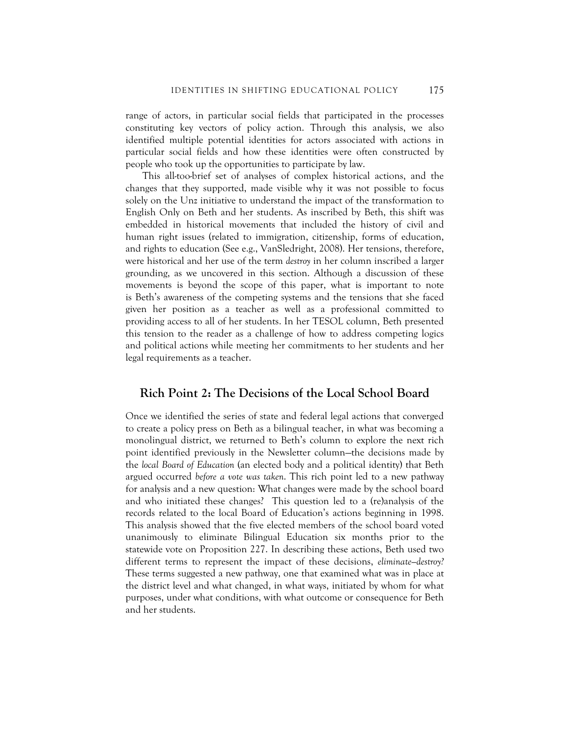range of actors, in particular social fields that participated in the processes constituting key vectors of policy action. Through this analysis, we also identified multiple potential identities for actors associated with actions in particular social fields and how these identities were often constructed by people who took up the opportunities to participate by law.

This all-too-brief set of analyses of complex historical actions, and the changes that they supported, made visible why it was not possible to focus solely on the Unz initiative to understand the impact of the transformation to English Only on Beth and her students. As inscribed by Beth, this shift was embedded in historical movements that included the history of civil and human right issues (related to immigration, citizenship, forms of education, and rights to education (See e.g., VanSledright, 2008). Her tensions, therefore, were historical and her use of the term *destroy* in her column inscribed a larger grounding, as we uncovered in this section. Although a discussion of these movements is beyond the scope of this paper, what is important to note is Beth's awareness of the competing systems and the tensions that she faced given her position as a teacher as well as a professional committed to providing access to all of her students. In her TESOL column, Beth presented this tension to the reader as a challenge of how to address competing logics and political actions while meeting her commitments to her students and her legal requirements as a teacher.

## Rich Point 2: The Decisions of the Local School Board

Once we identified the series of state and federal legal actions that converged to create a policy press on Beth as a bilingual teacher, in what was becoming a monolingual district, we returned to Beth's column to explore the next rich point identified previously in the Newsletter column—the decisions made by the *local Board of Education* (an elected body and a political identity) that Beth argued occurred *before a vote was taken*. This rich point led to a new pathway for analysis and a new question: What changes were made by the school board and who initiated these changes? This question led to a (re)analysis of the records related to the local Board of Education's actions beginning in 1998. This analysis showed that the five elected members of the school board voted unanimously to eliminate Bilingual Education six months prior to the statewide vote on Proposition 227. In describing these actions, Beth used two different terms to represent the impact of these decisions, *eliminate—destroy?* These terms suggested a new pathway, one that examined what was in place at the district level and what changed, in what ways, initiated by whom for what purposes, under what conditions, with what outcome or consequence for Beth and her students.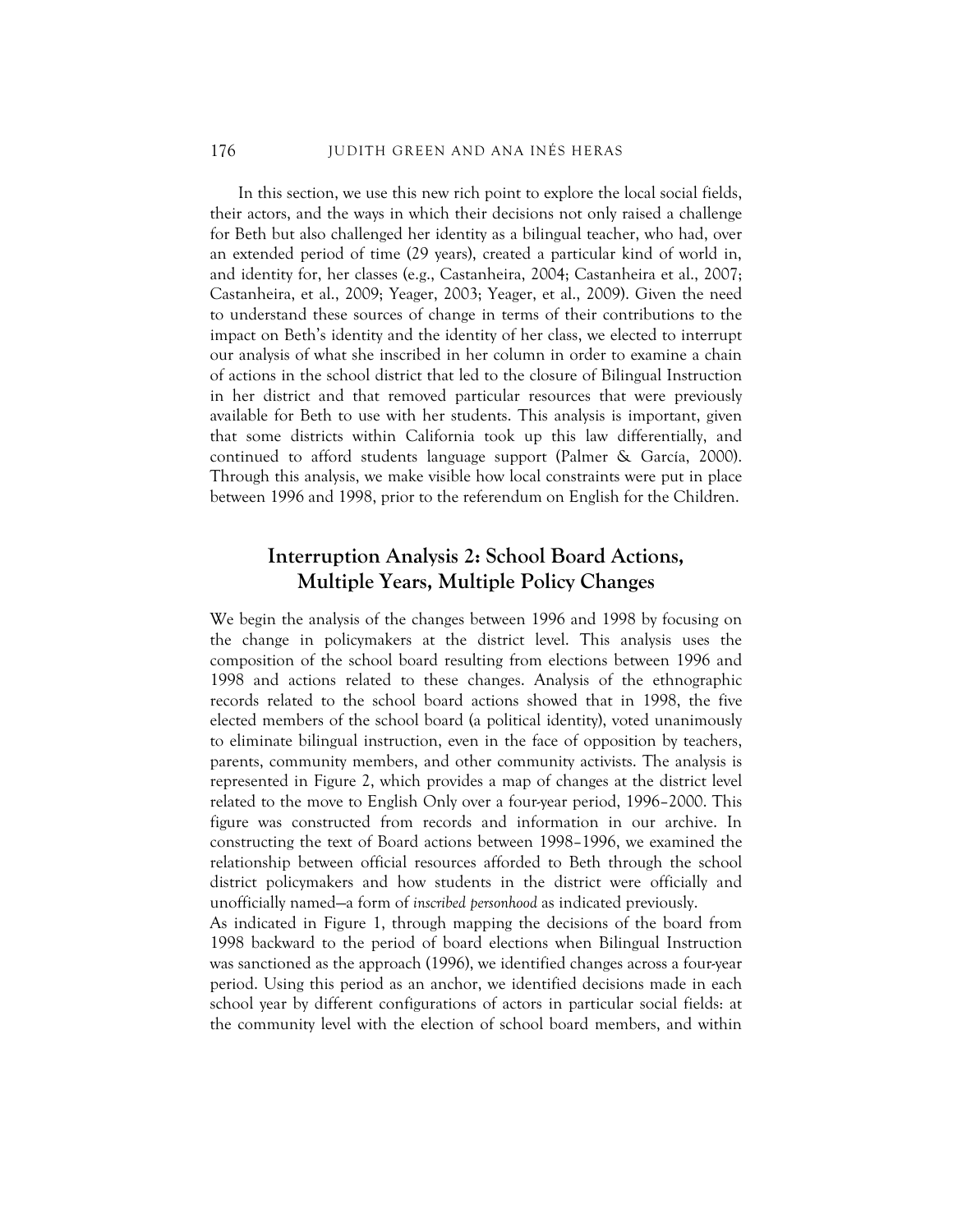In this section, we use this new rich point to explore the local social fields, their actors, and the ways in which their decisions not only raised a challenge for Beth but also challenged her identity as a bilingual teacher, who had, over an extended period of time (29 years), created a particular kind of world in, and identity for, her classes (e.g., Castanheira, 2004; Castanheira et al., 2007; Castanheira, et al., 2009; Yeager, 2003; Yeager, et al., 2009). Given the need to understand these sources of change in terms of their contributions to the impact on Beth's identity and the identity of her class, we elected to interrupt our analysis of what she inscribed in her column in order to examine a chain of actions in the school district that led to the closure of Bilingual Instruction in her district and that removed particular resources that were previously available for Beth to use with her students. This analysis is important, given that some districts within California took up this law differentially, and continued to afford students language support (Palmer & García, 2000). Through this analysis, we make visible how local constraints were put in place between 1996 and 1998, prior to the referendum on English for the Children.

## Interruption Analysis 2: School Board Actions, Multiple Years, Multiple Policy Changes

We begin the analysis of the changes between 1996 and 1998 by focusing on the change in policymakers at the district level. This analysis uses the composition of the school board resulting from elections between 1996 and 1998 and actions related to these changes. Analysis of the ethnographic records related to the school board actions showed that in 1998, the five elected members of the school board (a political identity), voted unanimously to eliminate bilingual instruction, even in the face of opposition by teachers, parents, community members, and other community activists. The analysis is represented in Figure 2, which provides a map of changes at the district level related to the move to English Only over a four-year period, 1996–2000. This figure was constructed from records and information in our archive. In constructing the text of Board actions between 1998–1996, we examined the relationship between official resources afforded to Beth through the school district policymakers and how students in the district were officially and unofficially named—a form of *inscribed personhood* as indicated previously.

As indicated in Figure 1, through mapping the decisions of the board from 1998 backward to the period of board elections when Bilingual Instruction was sanctioned as the approach (1996), we identified changes across a four-year period. Using this period as an anchor, we identified decisions made in each school year by different configurations of actors in particular social fields: at the community level with the election of school board members, and within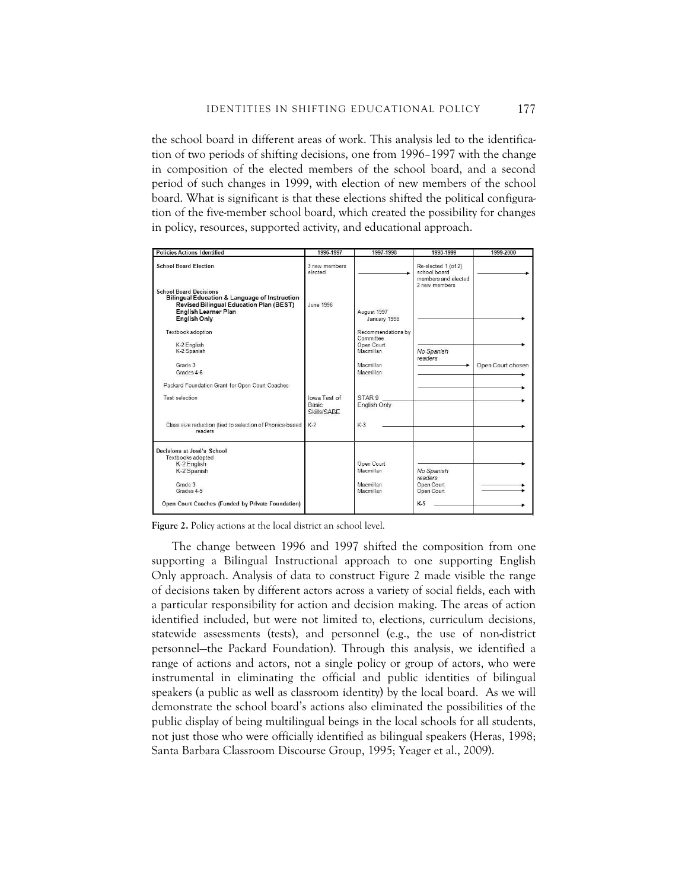the school board in different areas of work. This analysis led to the identification of two periods of shifting decisions, one from 1996–1997 with the change in composition of the elected members of the school board, and a second period of such changes in 1999, with election of new members of the school board. What is significant is that these elections shifted the political configuration of the five-member school board, which created the possibility for changes in policy, resources, supported activity, and educational approach.

| Policies Actions Identified | 1996-1997 | 1997-1998 | 1998-1999 | 1999-2000 |
|---|---|---|---|---|
| **School Board Election** | 3 new members elected | → | Re-elected 1 (of 2) school board members and elected 2 new members | → |
| **School Board Decisions** | | | | |
| **Bilingual Education & Language of Instruction** | | | | |
| **Revised Bilingual Education Plan (BEST)** | June 1996 | | | |
| **English Learner Plan** | | August 1997 | | |
| **English Only** | | January 1998 | → | → |
| Textbook adoption | | Recommendations by Committee | | |
| K-2 English | | Open Court | → | → |
| K-2 Spanish | | Macmillan | No Spanish readers | |
| Grade 3 | | Macmillan | → | Open Court chosen |
| Grades 4-6 | | Macmillan | → | → |
| Packard Foundation Grant for Open Court Coaches | | | → | → |
| Test selection | Iowa Test of Basic Skills/SABE | STAR 9 English Only | → | → |
| Class size reduction (tied to selection of Phonics-based readers | K-2 | K-3 | → | → |
| **Decisions at José's School** | | | | |
| Textbooks adopted | | | | |
| K-2 English | | Open Court | → | → |
| K-2 Spanish | | Macmillan | No Spanish readers | |
| Grade 3 | | Macmillan | Open Court | → |
| Grades 4-5 | | Macmillan | Open Court | → |
| **Open Court Coaches (Funded by Private Foundation)** | | | K-5 | → |

**Figure 2.** Policy actions at the local district an school level.

The change between 1996 and 1997 shifted the composition from one supporting a Bilingual Instructional approach to one supporting English Only approach. Analysis of data to construct Figure 2 made visible the range of decisions taken by different actors across a variety of social fields, each with a particular responsibility for action and decision making. The areas of action identified included, but were not limited to, elections, curriculum decisions, statewide assessments (tests), and personnel (e.g., the use of non-district personnel—the Packard Foundation). Through this analysis, we identified a range of actions and actors, not a single policy or group of actors, who were instrumental in eliminating the official and public identities of bilingual speakers (a public as well as classroom identity) by the local board. As we will demonstrate the school board's actions also eliminated the possibilities of the public display of being multilingual beings in the local schools for all students, not just those who were officially identified as bilingual speakers (Heras, 1998; Santa Barbara Classroom Discourse Group, 1995; Yeager et al., 2009).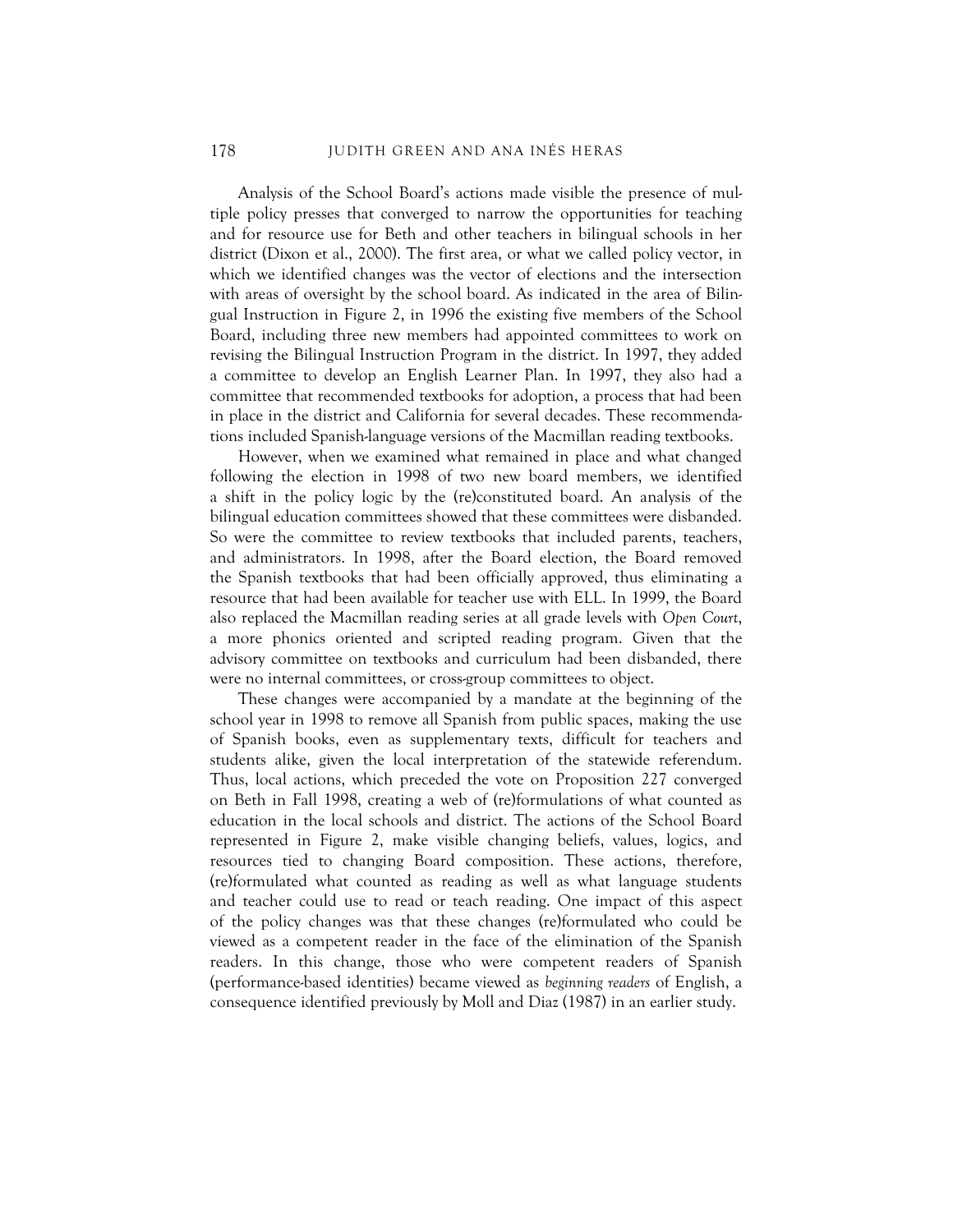Analysis of the School Board's actions made visible the presence of multiple policy presses that converged to narrow the opportunities for teaching and for resource use for Beth and other teachers in bilingual schools in her district (Dixon et al., 2000). The first area, or what we called policy vector, in which we identified changes was the vector of elections and the intersection with areas of oversight by the school board. As indicated in the area of Bilingual Instruction in Figure 2, in 1996 the existing five members of the School Board, including three new members had appointed committees to work on revising the Bilingual Instruction Program in the district. In 1997, they added a committee to develop an English Learner Plan. In 1997, they also had a committee that recommended textbooks for adoption, a process that had been in place in the district and California for several decades. These recommendations included Spanish-language versions of the Macmillan reading textbooks.

However, when we examined what remained in place and what changed following the election in 1998 of two new board members, we identified a shift in the policy logic by the (re)constituted board. An analysis of the bilingual education committees showed that these committees were disbanded. So were the committee to review textbooks that included parents, teachers, and administrators. In 1998, after the Board election, the Board removed the Spanish textbooks that had been officially approved, thus eliminating a resource that had been available for teacher use with ELL. In 1999, the Board also replaced the Macmillan reading series at all grade levels with *Open Court*, a more phonics oriented and scripted reading program. Given that the advisory committee on textbooks and curriculum had been disbanded, there were no internal committees, or cross-group committees to object.

These changes were accompanied by a mandate at the beginning of the school year in 1998 to remove all Spanish from public spaces, making the use of Spanish books, even as supplementary texts, difficult for teachers and students alike, given the local interpretation of the statewide referendum. Thus, local actions, which preceded the vote on Proposition 227 converged on Beth in Fall 1998, creating a web of (re)formulations of what counted as education in the local schools and district. The actions of the School Board represented in Figure 2, make visible changing beliefs, values, logics, and resources tied to changing Board composition. These actions, therefore, (re)formulated what counted as reading as well as what language students and teacher could use to read or teach reading. One impact of this aspect of the policy changes was that these changes (re)formulated who could be viewed as a competent reader in the face of the elimination of the Spanish readers. In this change, those who were competent readers of Spanish (performance-based identities) became viewed as *beginning readers* of English, a consequence identified previously by Moll and Diaz (1987) in an earlier study.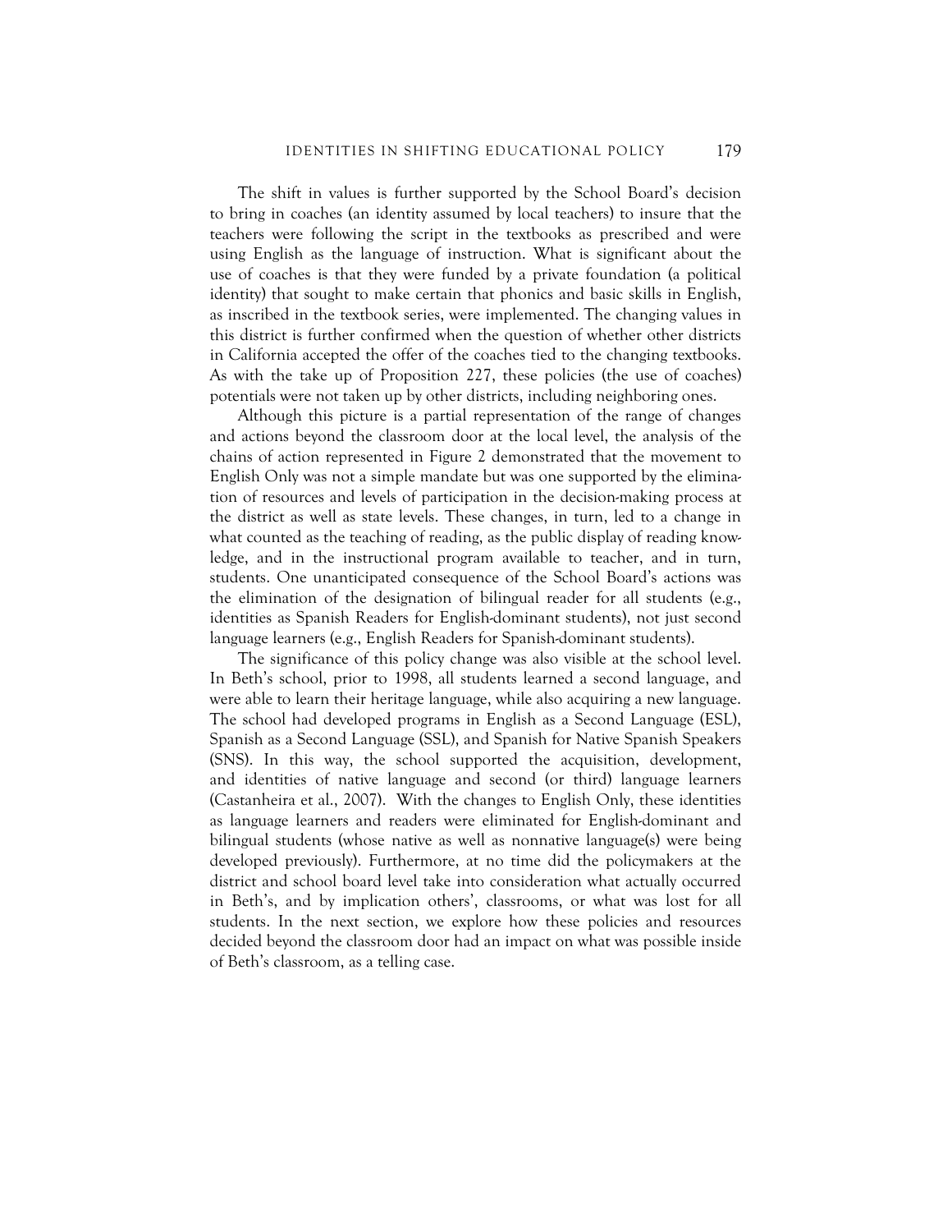The shift in values is further supported by the School Board's decision to bring in coaches (an identity assumed by local teachers) to insure that the teachers were following the script in the textbooks as prescribed and were using English as the language of instruction. What is significant about the use of coaches is that they were funded by a private foundation (a political identity) that sought to make certain that phonics and basic skills in English, as inscribed in the textbook series, were implemented. The changing values in this district is further confirmed when the question of whether other districts in California accepted the offer of the coaches tied to the changing textbooks. As with the take up of Proposition 227, these policies (the use of coaches) potentials were not taken up by other districts, including neighboring ones.

Although this picture is a partial representation of the range of changes and actions beyond the classroom door at the local level, the analysis of the chains of action represented in Figure 2 demonstrated that the movement to English Only was not a simple mandate but was one supported by the elimination of resources and levels of participation in the decision-making process at the district as well as state levels. These changes, in turn, led to a change in what counted as the teaching of reading, as the public display of reading knowledge, and in the instructional program available to teacher, and in turn, students. One unanticipated consequence of the School Board's actions was the elimination of the designation of bilingual reader for all students (e.g., identities as Spanish Readers for English-dominant students), not just second language learners (e.g., English Readers for Spanish-dominant students).

The significance of this policy change was also visible at the school level. In Beth's school, prior to 1998, all students learned a second language, and were able to learn their heritage language, while also acquiring a new language. The school had developed programs in English as a Second Language (ESL), Spanish as a Second Language (SSL), and Spanish for Native Spanish Speakers (SNS). In this way, the school supported the acquisition, development, and identities of native language and second (or third) language learners (Castanheira et al., 2007). With the changes to English Only, these identities as language learners and readers were eliminated for English-dominant and bilingual students (whose native as well as nonnative language(s) were being developed previously). Furthermore, at no time did the policymakers at the district and school board level take into consideration what actually occurred in Beth's, and by implication others', classrooms, or what was lost for all students. In the next section, we explore how these policies and resources decided beyond the classroom door had an impact on what was possible inside of Beth's classroom, as a telling case.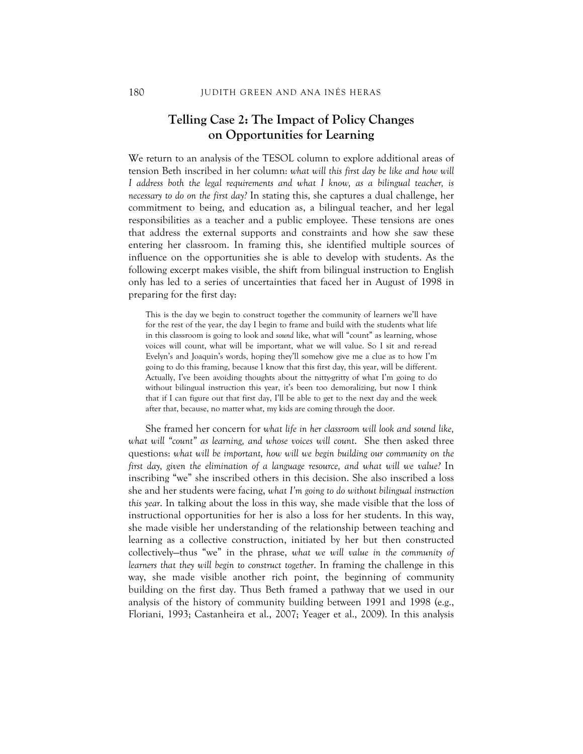## Telling Case 2: The Impact of Policy Changes on Opportunities for Learning

We return to an analysis of the TESOL column to explore additional areas of tension Beth inscribed in her column: *what will this first day be like and how will I address both the legal requirements and what I know, as a bilingual teacher, is necessary to do on the first day?* In stating this, she captures a dual challenge, her commitment to being, and education as, a bilingual teacher, and her legal responsibilities as a teacher and a public employee. These tensions are ones that address the external supports and constraints and how she saw these entering her classroom. In framing this, she identified multiple sources of influence on the opportunities she is able to develop with students. As the following excerpt makes visible, the shift from bilingual instruction to English only has led to a series of uncertainties that faced her in August of 1998 in preparing for the first day:

> This is the day we begin to construct together the community of learners we'll have for the rest of the year, the day I begin to frame and build with the students what life in this classroom is going to look and *sound* like, what will "count" as learning, whose voices will count, what will be important, what we will value. So I sit and re-read Evelyn's and Joaquin's words, hoping they'll somehow give me a clue as to how I'm going to do this framing, because I know that this first day, this year, will be different. Actually, I've been avoiding thoughts about the nitty-gritty of what I'm going to do without bilingual instruction this year, it's been too demoralizing, but now I think that if I can figure out that first day, I'll be able to get to the next day and the week after that, because, no matter what, my kids are coming through the door.

She framed her concern for *what life in her classroom will look and sound like, what will "count" as learning, and whose voices will count*. She then asked three questions: *what will be important, how will we begin building our community on the first day, given the elimination of a language resource, and what will we value?* In inscribing "we" she inscribed others in this decision. She also inscribed a loss she and her students were facing, *what I'm going to do without bilingual instruction this year*. In talking about the loss in this way, she made visible that the loss of instructional opportunities for her is also a loss for her students. In this way, she made visible her understanding of the relationship between teaching and learning as a collective construction, initiated by her but then constructed collectively—thus "we" in the phrase, *what we will value in the community of learners that they will begin to construct together*. In framing the challenge in this way, she made visible another rich point, the beginning of community building on the first day. Thus Beth framed a pathway that we used in our analysis of the history of community building between 1991 and 1998 (e.g., Floriani, 1993; Castanheira et al., 2007; Yeager et al., 2009). In this analysis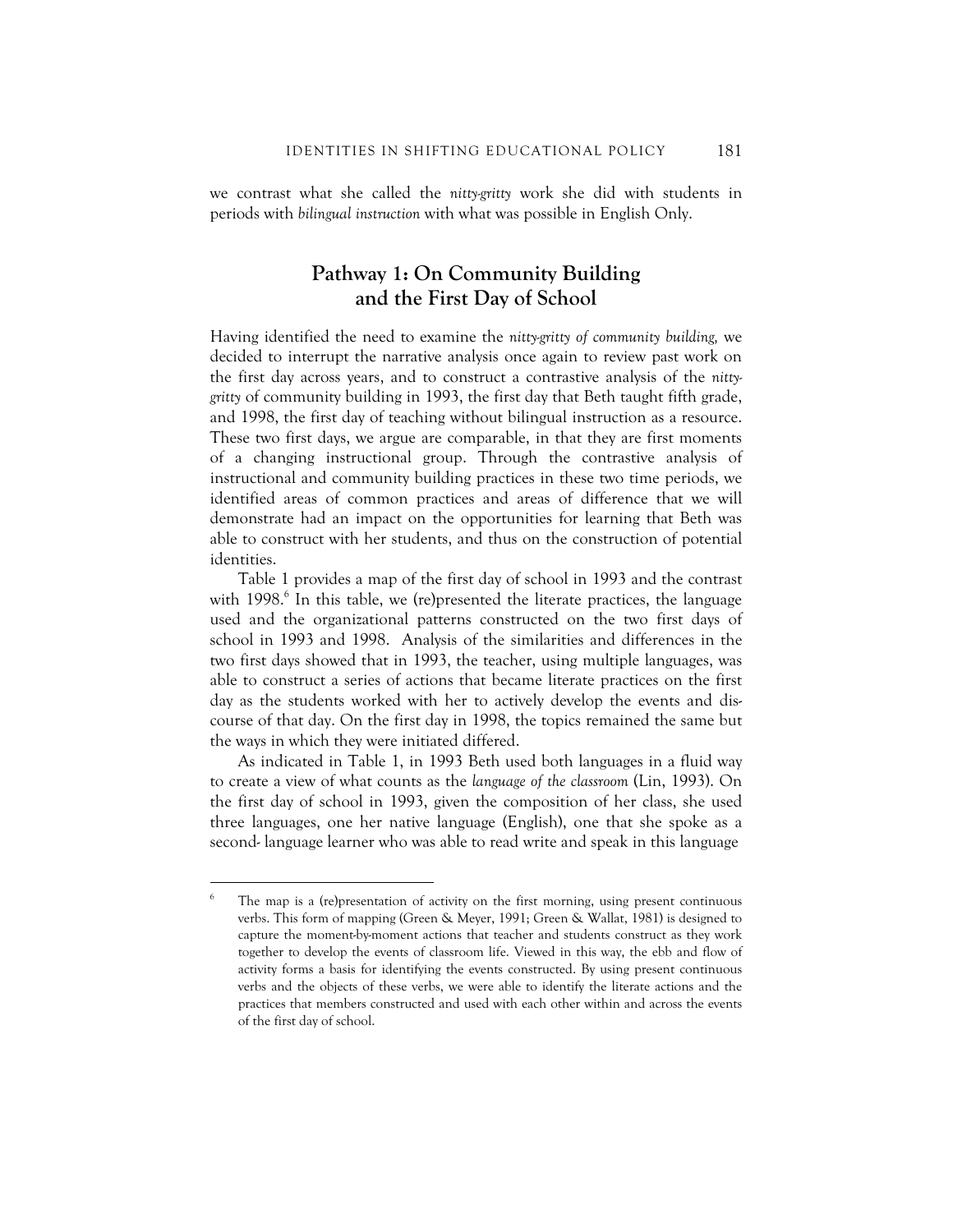we contrast what she called the *nitty-gritty* work she did with students in periods with *bilingual instruction* with what was possible in English Only.

## Pathway 1: On Community Building and the First Day of School

Having identified the need to examine the *nitty-gritty of community building,* we decided to interrupt the narrative analysis once again to review past work on the first day across years, and to construct a contrastive analysis of the *nitty-gritty* of community building in 1993, the first day that Beth taught fifth grade, and 1998, the first day of teaching without bilingual instruction as a resource. These two first days, we argue are comparable, in that they are first moments of a changing instructional group. Through the contrastive analysis of instructional and community building practices in these two time periods, we identified areas of common practices and areas of difference that we will demonstrate had an impact on the opportunities for learning that Beth was able to construct with her students, and thus on the construction of potential identities.

Table 1 provides a map of the first day of school in 1993 and the contrast with 1998.[6] In this table, we (re)presented the literate practices, the language used and the organizational patterns constructed on the two first days of school in 1993 and 1998. Analysis of the similarities and differences in the two first days showed that in 1993, the teacher, using multiple languages, was able to construct a series of actions that became literate practices on the first day as the students worked with her to actively develop the events and discourse of that day. On the first day in 1998, the topics remained the same but the ways in which they were initiated differed.

As indicated in Table 1, in 1993 Beth used both languages in a fluid way to create a view of what counts as the *language of the classroom* (Lin, 1993). On the first day of school in 1993, given the composition of her class, she used three languages, one her native language (English), one that she spoke as a second- language learner who was able to read write and speak in this language

---

[6] The map is a (re)presentation of activity on the first morning, using present continuous verbs. This form of mapping (Green & Meyer, 1991; Green & Wallat, 1981) is designed to capture the moment-by-moment actions that teacher and students construct as they work together to develop the events of classroom life. Viewed in this way, the ebb and flow of activity forms a basis for identifying the events constructed. By using present continuous verbs and the objects of these verbs, we were able to identify the literate actions and the practices that members constructed and used with each other within and across the events of the first day of school.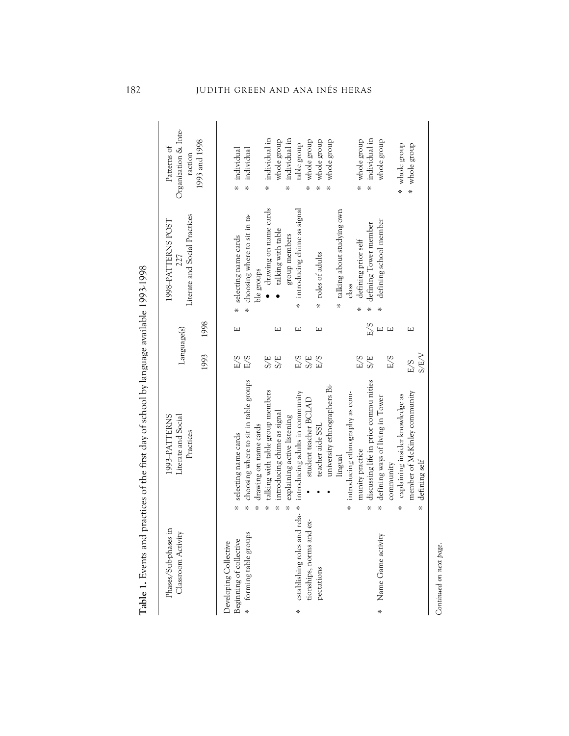**Table 1.** Events and practices of the first day of school by language available 1993-1998

| Phases/Sub-phases in Classroom Activity | 1993–PATTERNS Literate and Social Practices | Language(s) | | 1998–PATTERNS POST 227 Literate and Social Practices | Patterns of Organization & Interaction 1993 and 1998 |
|---|---|---|---|---|---|
| | | 1993 | 1998 | | |
| Developing Collective Beginning of collective | | | | | |
| * forming table groups | * selecting name cards | E/S | E | * selecting name cards | * individual |
| | * choosing where to sit in table groups | E/S | | * choosing where to sit in table groups | * individual |
| | * drawing on name cards | S/E | | • drawing on name cards | * individual in whole group |
| | * talking with table group members | S/E | E | • talking with table group members | |
| | * introducing chime as signal | | | | * individual in table group |
| | * explaining active listening | | | | |
| * establishing roles and relationships, norms and expectations | * introducing adults in community | E/S | E | * introducing chime as signal | * whole group |
| | • student teacher BCLAD | S/E | | | |
| | • teacher aide SSL | E/S | E | * roles of adults | * whole group |
| | • university ethnographers Bilingual | | | | * whole group |
| | * introducing ethnography as community practice | | | * talking about studying own class | |
| | | E/S | | * defining prior self | * whole group |
| | * discussing life in prior communities | S/E | E/S | * defining Tower member | * individual in whole group |
| * Name Game activity | * defining ways of living in Tower community | E/S | E | * defining school member | |
| | | | E | | |
| | * explaining insider knowledge as member of McKinley community | E/S | E | | * whole group |
| | * defining self | S/E/V | | | * whole group |

*Continued on next page.*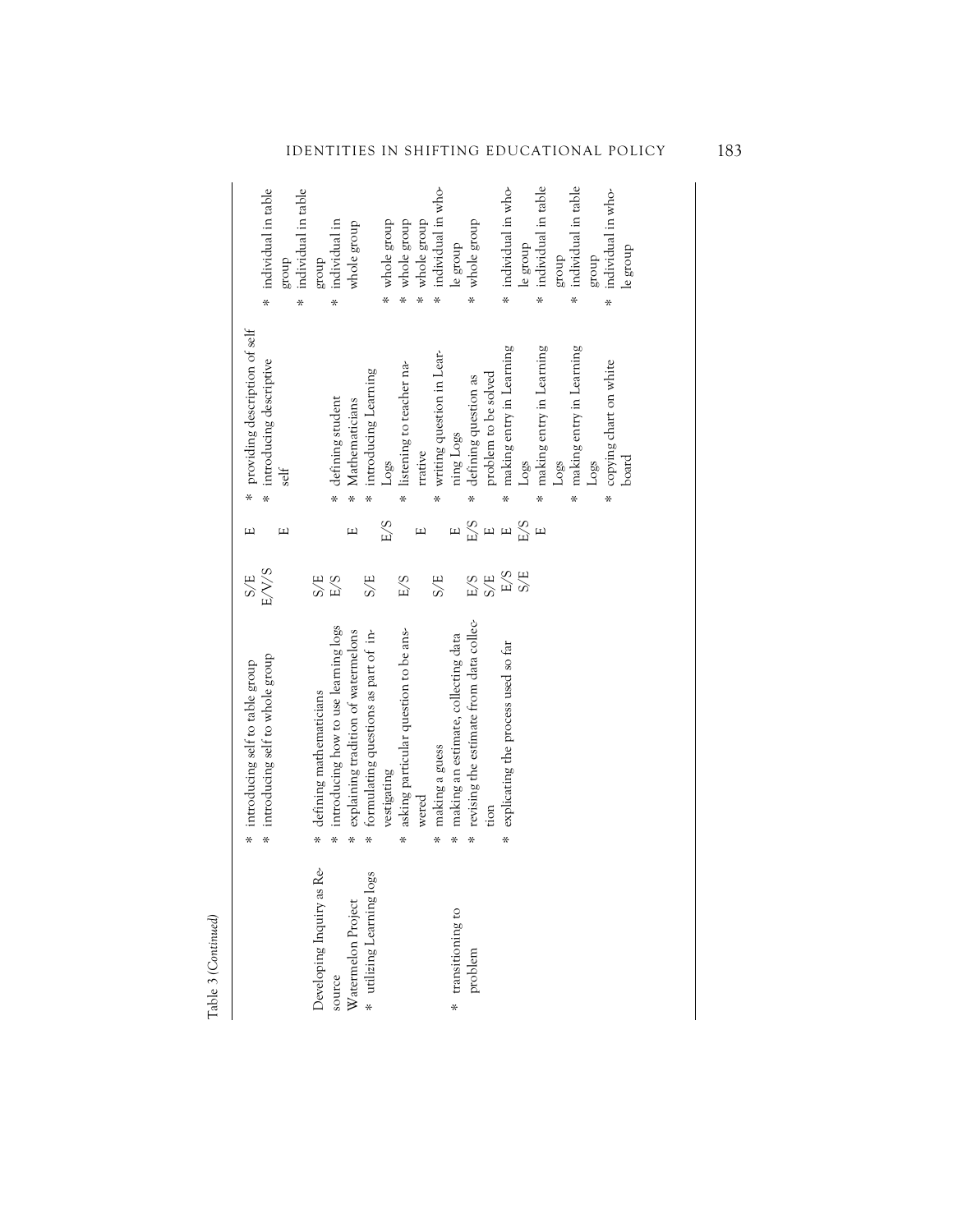Table 3 (*Continued*)

| | | | | | |
|---|---|---|---|---|---|
| | * introducing self to table group | S/E | E | * providing description of self | * individual in table group |
| | * introducing self to whole group | E/V/S | E | * introducing descriptive self | * individual in table group |
| Developing Inquiry as Resource<br>Watermelon Project<br>* utilizing Learning logs | * defining mathematicians | S/E | | | |
| | * introducing how to use learning logs | E/S | E | * defining student Mathematicians | * individual in whole group |
| | * explaining tradition of watermelons | | E/S | * introducing Learning Logs | * whole group |
| | * formulating questions as part of investigating | S/E | | | * whole group |
| | * asking particular question to be answered | E/S | E | * listening to teacher narrative | * whole group |
| | * making a guess | S/E | E | * writing question in Learning Logs | * individual in whole group |
| * transitioning to problem | * making an estimate, collecting data | E/S | E/S | * defining question as problem to be solved | * whole group |
| | * revising the estimate from data collection | S/E | E | * making entry in Learning Logs | * individual in whole group |
| | * explicating the process used so far | E/S | E | * making entry in Learning Logs | * individual in table group |
| | | S/E | E/S | * making entry in Learning Logs | * individual in table group |
| | | | E | * copying chart on white board | * individual in whole group |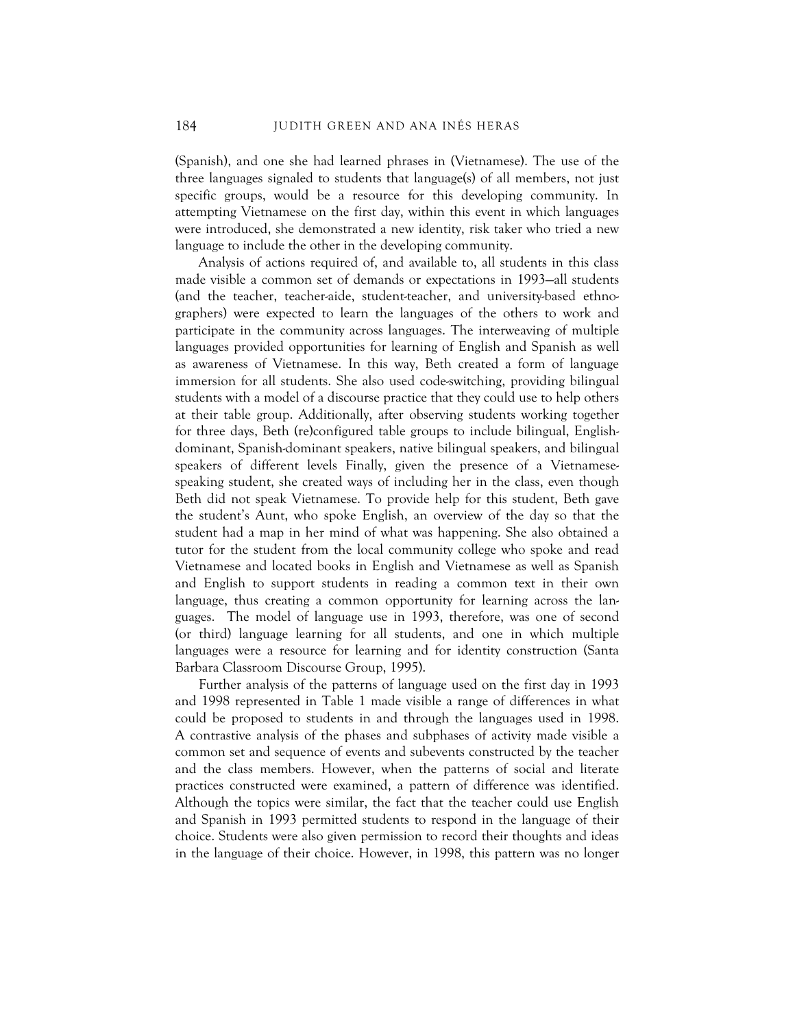(Spanish), and one she had learned phrases in (Vietnamese). The use of the three languages signaled to students that language(s) of all members, not just specific groups, would be a resource for this developing community. In attempting Vietnamese on the first day, within this event in which languages were introduced, she demonstrated a new identity, risk taker who tried a new language to include the other in the developing community.

Analysis of actions required of, and available to, all students in this class made visible a common set of demands or expectations in 1993—all students (and the teacher, teacher-aide, student-teacher, and university-based ethnographers) were expected to learn the languages of the others to work and participate in the community across languages. The interweaving of multiple languages provided opportunities for learning of English and Spanish as well as awareness of Vietnamese. In this way, Beth created a form of language immersion for all students. She also used code-switching, providing bilingual students with a model of a discourse practice that they could use to help others at their table group. Additionally, after observing students working together for three days, Beth (re)configured table groups to include bilingual, English-dominant, Spanish-dominant speakers, native bilingual speakers, and bilingual speakers of different levels Finally, given the presence of a Vietnamese-speaking student, she created ways of including her in the class, even though Beth did not speak Vietnamese. To provide help for this student, Beth gave the student's Aunt, who spoke English, an overview of the day so that the student had a map in her mind of what was happening. She also obtained a tutor for the student from the local community college who spoke and read Vietnamese and located books in English and Vietnamese as well as Spanish and English to support students in reading a common text in their own language, thus creating a common opportunity for learning across the languages. The model of language use in 1993, therefore, was one of second (or third) language learning for all students, and one in which multiple languages were a resource for learning and for identity construction (Santa Barbara Classroom Discourse Group, 1995).

Further analysis of the patterns of language used on the first day in 1993 and 1998 represented in Table 1 made visible a range of differences in what could be proposed to students in and through the languages used in 1998. A contrastive analysis of the phases and subphases of activity made visible a common set and sequence of events and subevents constructed by the teacher and the class members. However, when the patterns of social and literate practices constructed were examined, a pattern of difference was identified. Although the topics were similar, the fact that the teacher could use English and Spanish in 1993 permitted students to respond in the language of their choice. Students were also given permission to record their thoughts and ideas in the language of their choice. However, in 1998, this pattern was no longer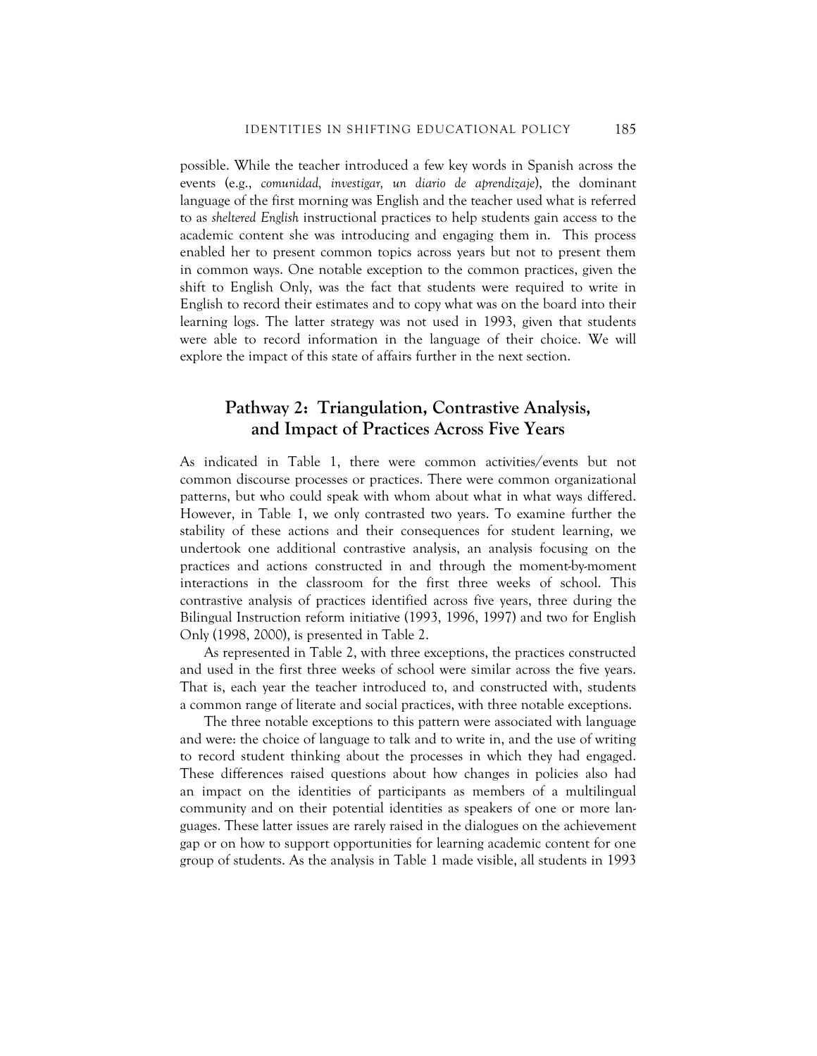possible. While the teacher introduced a few key words in Spanish across the events (e.g., *comunidad, investigar, un diario de aprendizaje*), the dominant language of the first morning was English and the teacher used what is referred to as *sheltered English* instructional practices to help students gain access to the academic content she was introducing and engaging them in. This process enabled her to present common topics across years but not to present them in common ways. One notable exception to the common practices, given the shift to English Only, was the fact that students were required to write in English to record their estimates and to copy what was on the board into their learning logs. The latter strategy was not used in 1993, given that students were able to record information in the language of their choice. We will explore the impact of this state of affairs further in the next section.

## Pathway 2: Triangulation, Contrastive Analysis, and Impact of Practices Across Five Years

As indicated in Table 1, there were common activities/events but not common discourse processes or practices. There were common organizational patterns, but who could speak with whom about what in what ways differed. However, in Table 1, we only contrasted two years. To examine further the stability of these actions and their consequences for student learning, we undertook one additional contrastive analysis, an analysis focusing on the practices and actions constructed in and through the moment-by-moment interactions in the classroom for the first three weeks of school. This contrastive analysis of practices identified across five years, three during the Bilingual Instruction reform initiative (1993, 1996, 1997) and two for English Only (1998, 2000), is presented in Table 2.

As represented in Table 2, with three exceptions, the practices constructed and used in the first three weeks of school were similar across the five years. That is, each year the teacher introduced to, and constructed with, students a common range of literate and social practices, with three notable exceptions.

The three notable exceptions to this pattern were associated with language and were: the choice of language to talk and to write in, and the use of writing to record student thinking about the processes in which they had engaged. These differences raised questions about how changes in policies also had an impact on the identities of participants as members of a multilingual community and on their potential identities as speakers of one or more languages. These latter issues are rarely raised in the dialogues on the achievement gap or on how to support opportunities for learning academic content for one group of students. As the analysis in Table 1 made visible, all students in 1993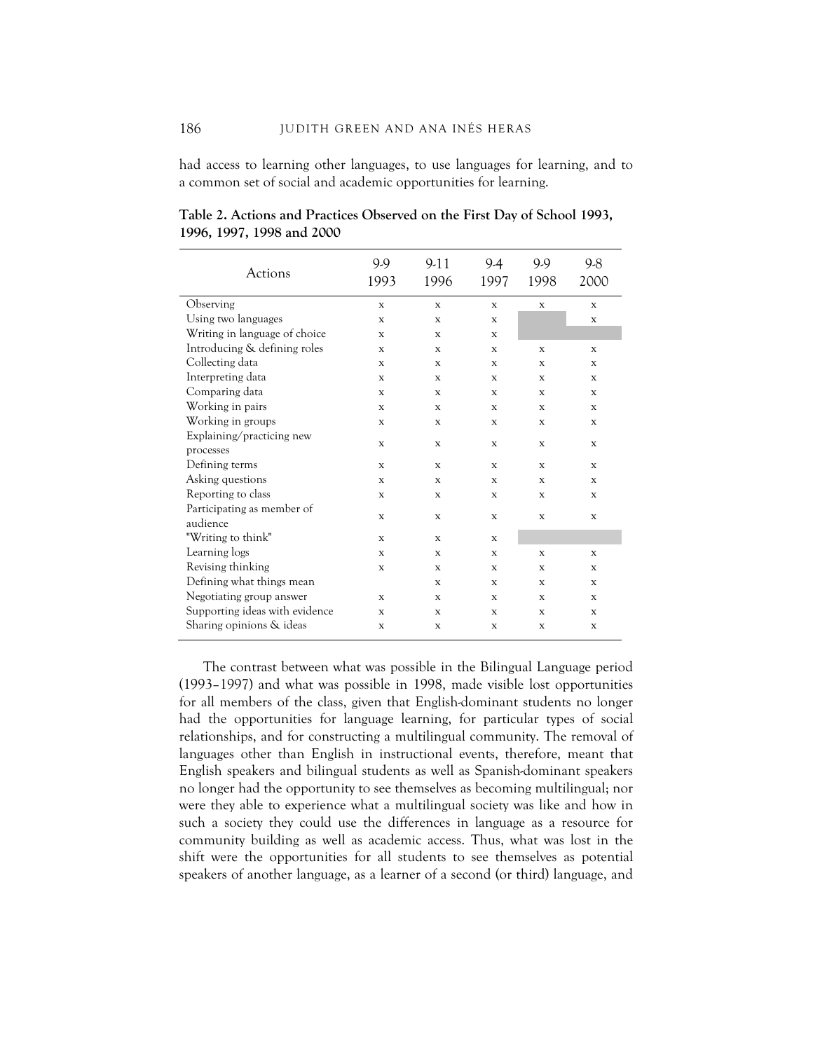had access to learning other languages, to use languages for learning, and to a common set of social and academic opportunities for learning.

**Table 2. Actions and Practices Observed on the First Day of School 1993, 1996, 1997, 1998 and 2000**

| Actions | 9-9 1993 | 9-11 1996 | 9-4 1997 | 9-9 1998 | 9-8 2000 |
|---|---|---|---|---|---|
| Observing | x | x | x | x | x |
| Using two languages | x | x | x | | x |
| Writing in language of choice | x | x | x | | |
| Introducing & defining roles | x | x | x | x | x |
| Collecting data | x | x | x | x | x |
| Interpreting data | x | x | x | x | x |
| Comparing data | x | x | x | x | x |
| Working in pairs | x | x | x | x | x |
| Working in groups | x | x | x | x | x |
| Explaining/practicing new processes | x | x | x | x | x |
| Defining terms | x | x | x | x | x |
| Asking questions | x | x | x | x | x |
| Reporting to class | x | x | x | x | x |
| Participating as member of audience | x | x | x | x | x |
| "Writing to think" | x | x | x | | |
| Learning logs | x | x | x | x | x |
| Revising thinking | x | x | x | x | x |
| Defining what things mean | | x | x | x | x |
| Negotiating group answer | x | x | x | x | x |
| Supporting ideas with evidence | x | x | x | x | x |
| Sharing opinions & ideas | x | x | x | x | x |

The contrast between what was possible in the Bilingual Language period (1993–1997) and what was possible in 1998, made visible lost opportunities for all members of the class, given that English-dominant students no longer had the opportunities for language learning, for particular types of social relationships, and for constructing a multilingual community. The removal of languages other than English in instructional events, therefore, meant that English speakers and bilingual students as well as Spanish-dominant speakers no longer had the opportunity to see themselves as becoming multilingual; nor were they able to experience what a multilingual society was like and how in such a society they could use the differences in language as a resource for community building as well as academic access. Thus, what was lost in the shift were the opportunities for all students to see themselves as potential speakers of another language, as a learner of a second (or third) language, and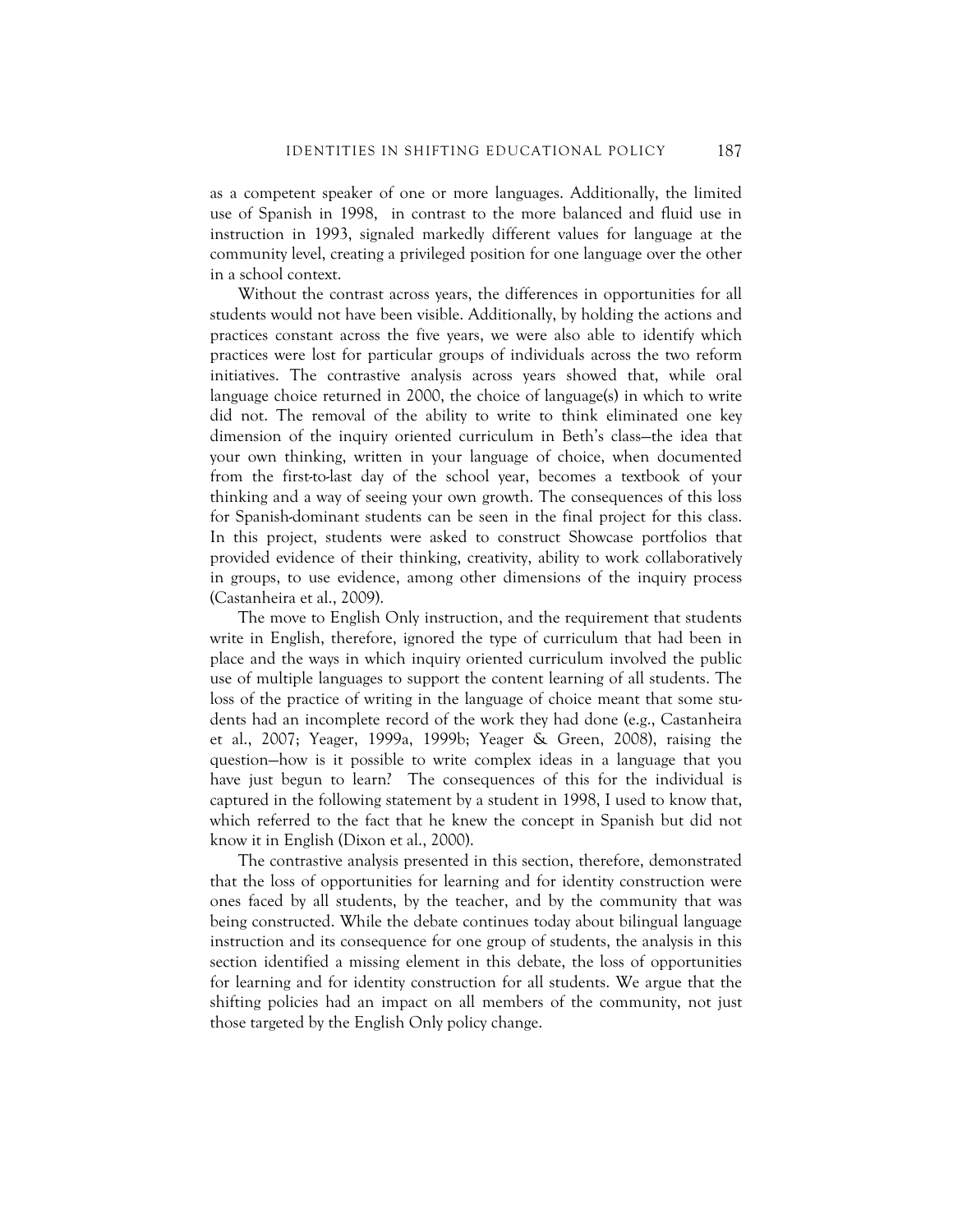as a competent speaker of one or more languages. Additionally, the limited use of Spanish in 1998, in contrast to the more balanced and fluid use in instruction in 1993, signaled markedly different values for language at the community level, creating a privileged position for one language over the other in a school context.

Without the contrast across years, the differences in opportunities for all students would not have been visible. Additionally, by holding the actions and practices constant across the five years, we were also able to identify which practices were lost for particular groups of individuals across the two reform initiatives. The contrastive analysis across years showed that, while oral language choice returned in 2000, the choice of language(s) in which to write did not. The removal of the ability to write to think eliminated one key dimension of the inquiry oriented curriculum in Beth's class—the idea that your own thinking, written in your language of choice, when documented from the first-to-last day of the school year, becomes a textbook of your thinking and a way of seeing your own growth. The consequences of this loss for Spanish-dominant students can be seen in the final project for this class. In this project, students were asked to construct Showcase portfolios that provided evidence of their thinking, creativity, ability to work collaboratively in groups, to use evidence, among other dimensions of the inquiry process (Castanheira et al., 2009).

The move to English Only instruction, and the requirement that students write in English, therefore, ignored the type of curriculum that had been in place and the ways in which inquiry oriented curriculum involved the public use of multiple languages to support the content learning of all students. The loss of the practice of writing in the language of choice meant that some students had an incomplete record of the work they had done (e.g., Castanheira et al., 2007; Yeager, 1999a, 1999b; Yeager & Green, 2008), raising the question—how is it possible to write complex ideas in a language that you have just begun to learn? The consequences of this for the individual is captured in the following statement by a student in 1998, I used to know that, which referred to the fact that he knew the concept in Spanish but did not know it in English (Dixon et al., 2000).

The contrastive analysis presented in this section, therefore, demonstrated that the loss of opportunities for learning and for identity construction were ones faced by all students, by the teacher, and by the community that was being constructed. While the debate continues today about bilingual language instruction and its consequence for one group of students, the analysis in this section identified a missing element in this debate, the loss of opportunities for learning and for identity construction for all students. We argue that the shifting policies had an impact on all members of the community, not just those targeted by the English Only policy change.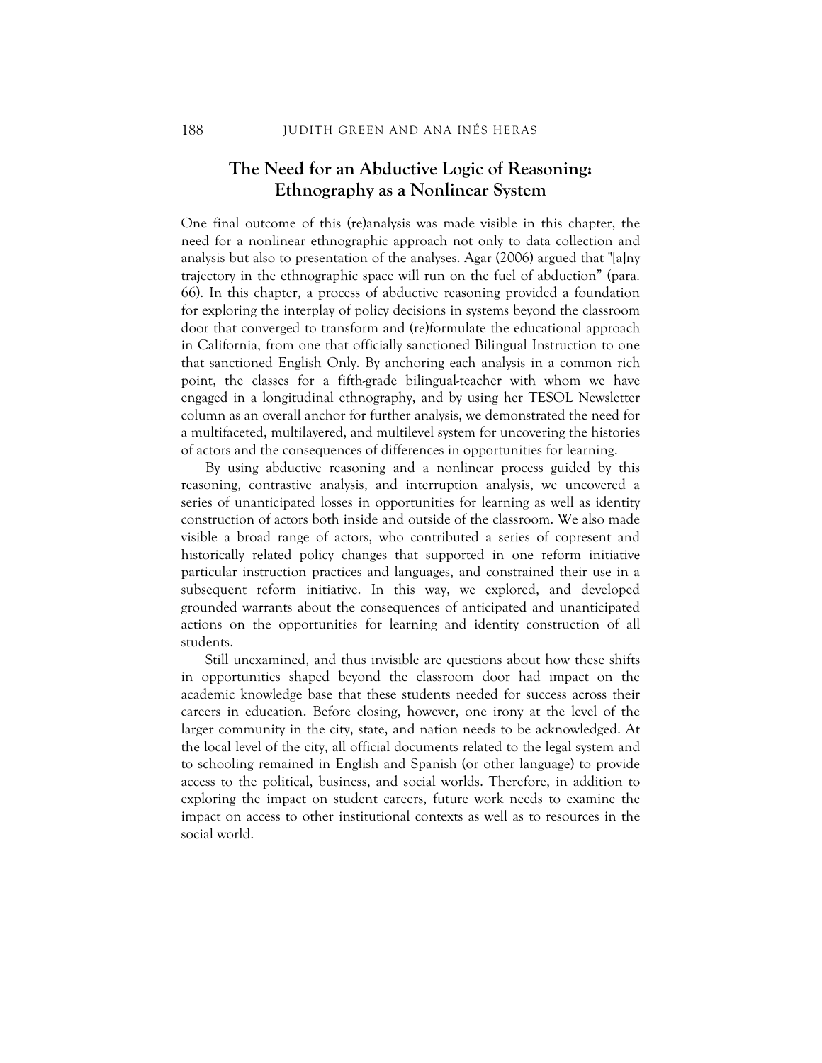## The Need for an Abductive Logic of Reasoning: Ethnography as a Nonlinear System

One final outcome of this (re)analysis was made visible in this chapter, the need for a nonlinear ethnographic approach not only to data collection and analysis but also to presentation of the analyses. Agar (2006) argued that "[a]ny trajectory in the ethnographic space will run on the fuel of abduction" (para. 66). In this chapter, a process of abductive reasoning provided a foundation for exploring the interplay of policy decisions in systems beyond the classroom door that converged to transform and (re)formulate the educational approach in California, from one that officially sanctioned Bilingual Instruction to one that sanctioned English Only. By anchoring each analysis in a common rich point, the classes for a fifth-grade bilingual-teacher with whom we have engaged in a longitudinal ethnography, and by using her TESOL Newsletter column as an overall anchor for further analysis, we demonstrated the need for a multifaceted, multilayered, and multilevel system for uncovering the histories of actors and the consequences of differences in opportunities for learning.

By using abductive reasoning and a nonlinear process guided by this reasoning, contrastive analysis, and interruption analysis, we uncovered a series of unanticipated losses in opportunities for learning as well as identity construction of actors both inside and outside of the classroom. We also made visible a broad range of actors, who contributed a series of copresent and historically related policy changes that supported in one reform initiative particular instruction practices and languages, and constrained their use in a subsequent reform initiative. In this way, we explored, and developed grounded warrants about the consequences of anticipated and unanticipated actions on the opportunities for learning and identity construction of all students.

Still unexamined, and thus invisible are questions about how these shifts in opportunities shaped beyond the classroom door had impact on the academic knowledge base that these students needed for success across their careers in education. Before closing, however, one irony at the level of the larger community in the city, state, and nation needs to be acknowledged. At the local level of the city, all official documents related to the legal system and to schooling remained in English and Spanish (or other language) to provide access to the political, business, and social worlds. Therefore, in addition to exploring the impact on student careers, future work needs to examine the impact on access to other institutional contexts as well as to resources in the social world.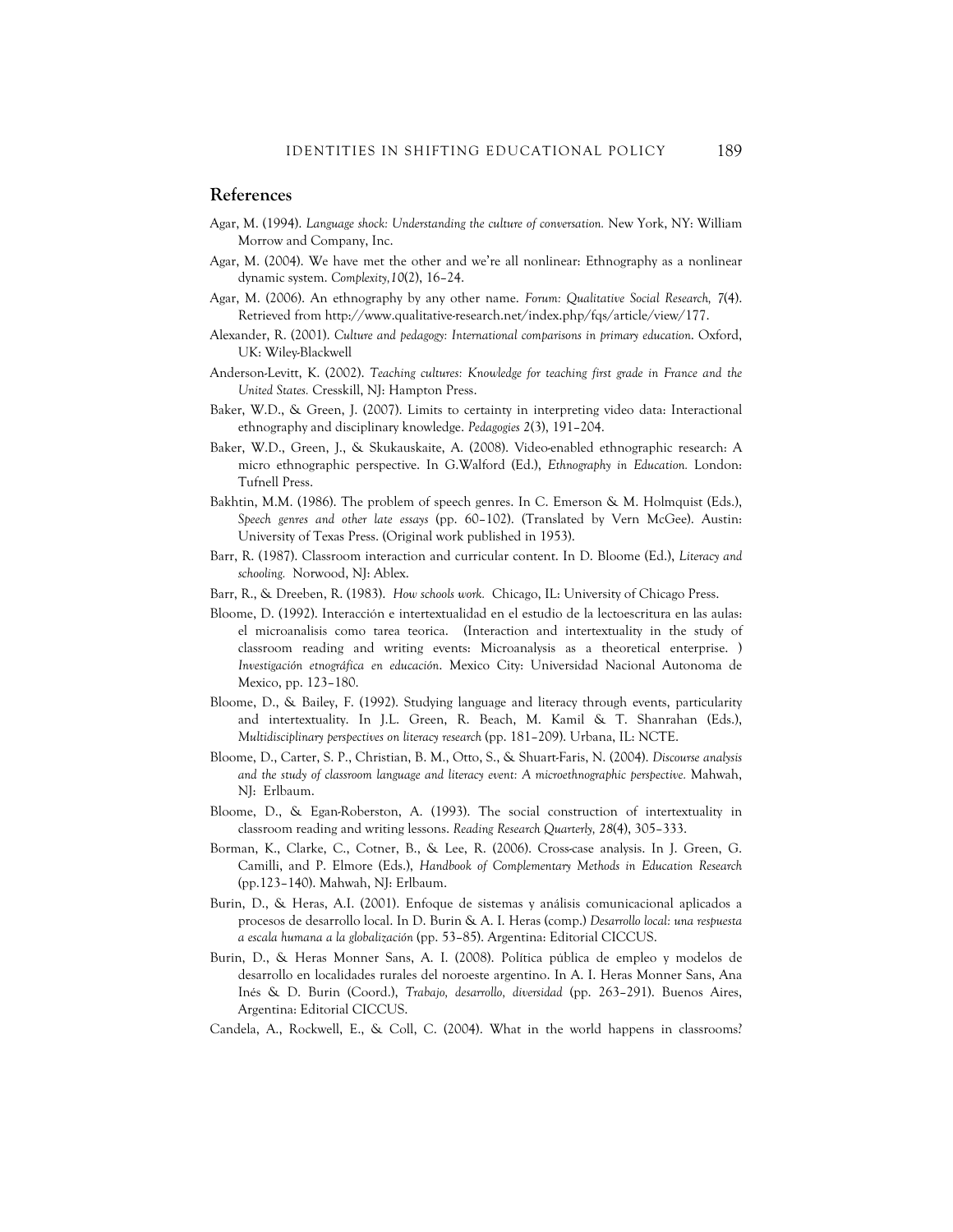## References

Agar, M. (1994). *Language shock: Understanding the culture of conversation.* New York, NY: William Morrow and Company, Inc.

Agar, M. (2004). We have met the other and we're all nonlinear: Ethnography as a nonlinear dynamic system. *Complexity,10*(2), 16–24.

Agar, M. (2006). An ethnography by any other name. *Forum: Qualitative Social Research, 7*(4). Retrieved from http://www.qualitative-research.net/index.php/fqs/article/view/177.

Alexander, R. (2001). *Culture and pedagogy: International comparisons in primary education*. Oxford, UK: Wiley-Blackwell

Anderson-Levitt, K. (2002). *Teaching cultures: Knowledge for teaching first grade in France and the United States.* Cresskill, NJ: Hampton Press.

Baker, W.D., & Green, J. (2007). Limits to certainty in interpreting video data: Interactional ethnography and disciplinary knowledge. *Pedagogies 2*(3), 191–204.

Baker, W.D., Green, J., & Skukauskaite, A. (2008). Video-enabled ethnographic research: A micro ethnographic perspective. In G.Walford (Ed.), *Ethnography in Education.* London: Tufnell Press.

Bakhtin, M.M. (1986). The problem of speech genres. In C. Emerson & M. Holmquist (Eds.), *Speech genres and other late essays* (pp. 60–102). (Translated by Vern McGee). Austin: University of Texas Press. (Original work published in 1953).

Barr, R. (1987). Classroom interaction and curricular content. In D. Bloome (Ed.), *Literacy and schooling.* Norwood, NJ: Ablex.

Barr, R., & Dreeben, R. (1983). *How schools work.* Chicago, IL: University of Chicago Press.

Bloome, D. (1992). Interacción e intertextualidad en el estudio de la lectoescritura en las aulas: el microanalisis como tarea teorica. (Interaction and intertextuality in the study of classroom reading and writing events: Microanalysis as a theoretical enterprise. ) *Investigación etnográfica en educación*. Mexico City: Universidad Nacional Autonoma de Mexico, pp. 123–180.

Bloome, D., & Bailey, F. (1992). Studying language and literacy through events, particularity and intertextuality. In J.L. Green, R. Beach, M. Kamil & T. Shanrahan (Eds.), *Multidisciplinary perspectives on literacy research* (pp. 181–209). Urbana, IL: NCTE.

Bloome, D., Carter, S. P., Christian, B. M., Otto, S., & Shuart-Faris, N. (2004). *Discourse analysis and the study of classroom language and literacy event: A microethnographic perspective.* Mahwah, NJ: Erlbaum.

Bloome, D., & Egan-Roberston, A. (1993). The social construction of intertextuality in classroom reading and writing lessons. *Reading Research Quarterly, 28*(4), 305–333.

Borman, K., Clarke, C., Cotner, B., & Lee, R. (2006). Cross-case analysis. In J. Green, G. Camilli, and P. Elmore (Eds.), *Handbook of Complementary Methods in Education Research* (pp.123–140). Mahwah, NJ: Erlbaum.

Burin, D., & Heras, A.I. (2001). Enfoque de sistemas y análisis comunicacional aplicados a procesos de desarrollo local. In D. Burin & A. I. Heras (comp.) *Desarrollo local: una respuesta a escala humana a la globalización* (pp. 53–85). Argentina: Editorial CICCUS.

Burin, D., & Heras Monner Sans, A. I. (2008). Política pública de empleo y modelos de desarrollo en localidades rurales del noroeste argentino. In A. I. Heras Monner Sans, Ana Inés & D. Burin (Coord.), *Trabajo, desarrollo, diversidad* (pp. 263–291). Buenos Aires, Argentina: Editorial CICCUS.

Candela, A., Rockwell, E., & Coll, C. (2004). What in the world happens in classrooms?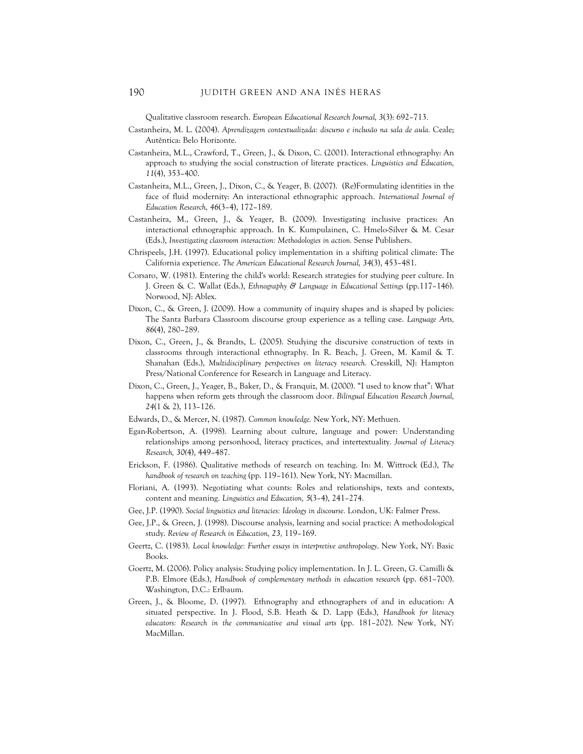Qualitative classroom research. *European Educational Research Journal, 3*(3): 692–713.

Castanheira, M. L. (2004). *Aprendizagem contextualizada: discurso e inclusão na sala de aula.* Ceale; Autêntica: Belo Horizonte.

Castanheira, M.L., Crawford, T., Green, J., & Dixon, C. (2001). Interactional ethnography: An approach to studying the social construction of literate practices. *Linguistics and Education, 11*(4), 353–400.

Castanheira, M.L., Green, J., Dixon, C., & Yeager, B. (2007). (Re)Formulating identities in the face of fluid modernity: An interactional ethnographic approach. *International Journal of Education Research, 46*(3–4), 172–189.

Castanheira, M., Green, J., & Yeager, B. (2009). Investigating inclusive practices: An interactional ethnographic approach. In K. Kumpulainen, C. Hmelo-Silver & M. Cesar (Eds.), *Investigating classroom interaction: Methodologies in action.* Sense Publishers.

Chrispeels, J.H. (1997). Educational policy implementation in a shifting political climate: The California experience. *The American Educational Research Journal, 34*(3), 453–481.

Corsaro, W. (1981). Entering the child's world: Research strategies for studying peer culture. In J. Green & C. Wallat (Eds.), *Ethnography & Language in Educational Settings* (pp.117–146). Norwood, NJ: Ablex.

Dixon, C., & Green, J. (2009). How a community of inquiry shapes and is shaped by policies: The Santa Barbara Classroom discourse group experience as a telling case. *Language Arts, 86*(4), 280–289.

Dixon, C., Green, J., & Brandts, L. (2005). Studying the discursive construction of texts in classrooms through interactional ethnography. In R. Beach, J. Green, M. Kamil & T. Shanahan (Eds.), *Multidisciplinary perspectives on literacy research.* Cresskill, NJ: Hampton Press/National Conference for Research in Language and Literacy.

Dixon, C., Green, J., Yeager, B., Baker, D., & Franquiz, M. (2000). "I used to know that": What happens when reform gets through the classroom door. *Bilingual Education Research Journal, 24*(1 & 2), 113–126.

Edwards, D., & Mercer, N. (1987). *Common knowledge.* New York, NY: Methuen.

Egan-Robertson, A. (1998). Learning about culture, language and power: Understanding relationships among personhood, literacy practices, and intertextuality. *Journal of Literacy Research, 30*(4), 449–487.

Erickson, F. (1986). Qualitative methods of research on teaching. In: M. Wittrock (Ed.), *The handbook of research on teaching* (pp. 119–161). New York, NY: Macmillan.

Floriani, A. (1993). Negotiating what counts: Roles and relationships, texts and contexts, content and meaning. *Linguistics and Education, 5*(3–4), 241–274.

Gee, J.P. (1990). *Social linguistics and literacies: Ideology in discourse.* London, UK: Falmer Press.

Gee, J.P., & Green, J. (1998). Discourse analysis, learning and social practice: A methodological study. *Review of Research in Education, 23,* 119–169.

Geertz, C. (1983). *Local knowledge: Further essays in interpretive anthropology*. New York, NY: Basic Books.

Goertz, M. (2006). Policy analysis: Studying policy implementation. In J. L. Green, G. Camilli & P.B. Elmore (Eds.), *Handbook of complementary methods in education research* (pp. 681–700). Washington, D.C.: Erlbaum.

Green, J., & Bloome, D. (1997). Ethnography and ethnographers of and in education: A situated perspective. In J. Flood, S.B. Heath & D. Lapp (Eds.), *Handbook for literacy educators: Research in the communicative and visual arts* (pp. 181–202). New York, NY: MacMillan.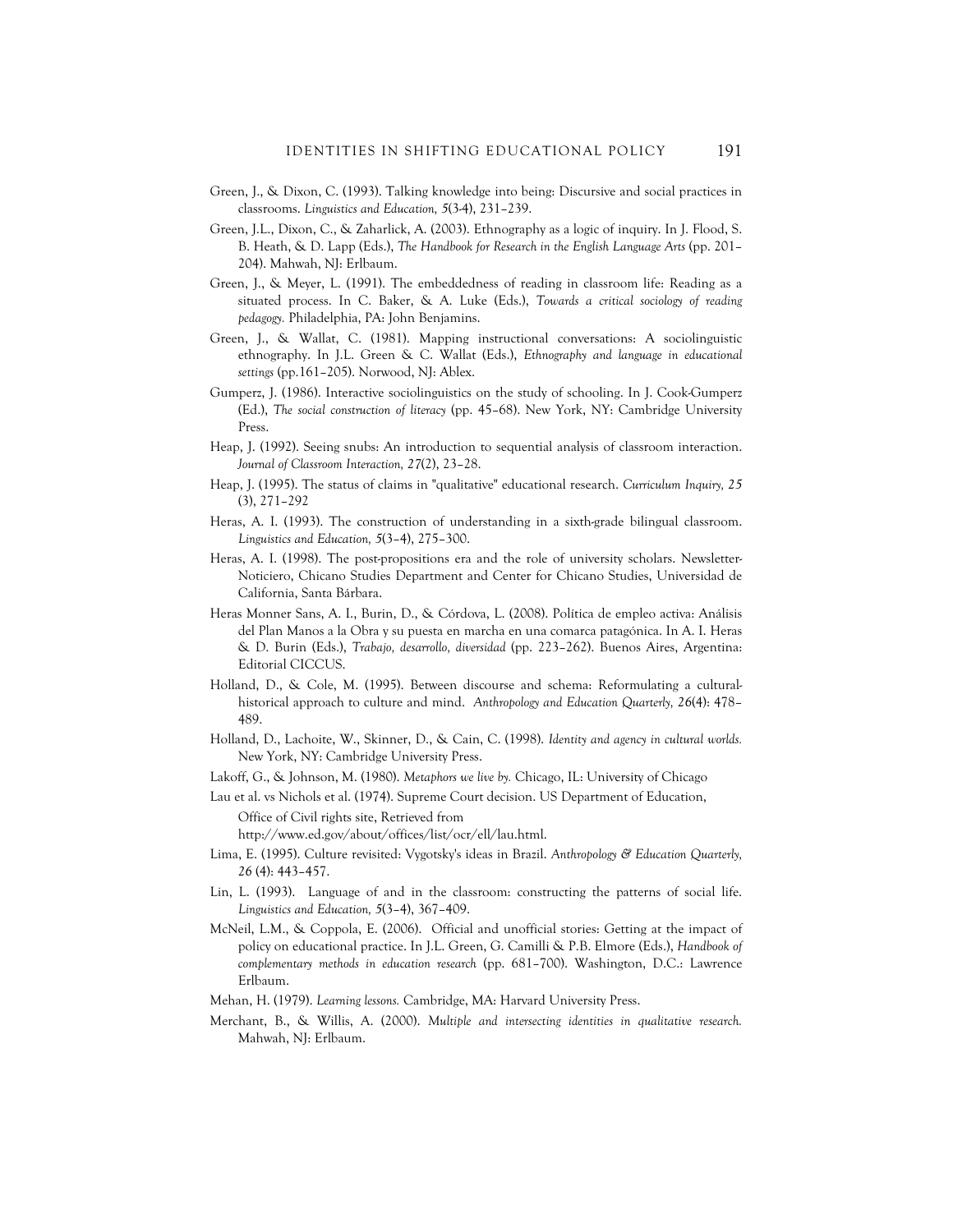Green, J., & Dixon, C. (1993). Talking knowledge into being: Discursive and social practices in classrooms. *Linguistics and Education, 5*(3-4), 231–239.

Green, J.L., Dixon, C., & Zaharlick, A. (2003). Ethnography as a logic of inquiry. In J. Flood, S. B. Heath, & D. Lapp (Eds.), *The Handbook for Research in the English Language Arts* (pp. 201–204). Mahwah, NJ: Erlbaum.

Green, J., & Meyer, L. (1991). The embeddedness of reading in classroom life: Reading as a situated process. In C. Baker, & A. Luke (Eds.), *Towards a critical sociology of reading pedagogy.* Philadelphia, PA: John Benjamins.

Green, J., & Wallat, C. (1981). Mapping instructional conversations: A sociolinguistic ethnography. In J.L. Green & C. Wallat (Eds.), *Ethnography and language in educational settings* (pp.161–205). Norwood, NJ: Ablex.

Gumperz, J. (1986). Interactive sociolinguistics on the study of schooling. In J. Cook-Gumperz (Ed.), *The social construction of literacy* (pp. 45–68). New York, NY: Cambridge University Press.

Heap, J. (1992). Seeing snubs: An introduction to sequential analysis of classroom interaction. *Journal of Classroom Interaction, 27*(2), 23–28.

Heap, J. (1995). The status of claims in "qualitative" educational research. *Curriculum Inquiry, 25* (3), 271–292

Heras, A. I. (1993). The construction of understanding in a sixth-grade bilingual classroom. *Linguistics and Education, 5*(3–4), 275–300.

Heras, A. I. (1998). The post-propositions era and the role of university scholars. Newsletter-Noticiero, Chicano Studies Department and Center for Chicano Studies, Universidad de California, Santa Bárbara.

Heras Monner Sans, A. I., Burin, D., & Córdova, L. (2008). Política de empleo activa: Análisis del Plan Manos a la Obra y su puesta en marcha en una comarca patagónica. In A. I. Heras & D. Burin (Eds.), *Trabajo, desarrollo, diversidad* (pp. 223–262). Buenos Aires, Argentina: Editorial CICCUS.

Holland, D., & Cole, M. (1995). Between discourse and schema: Reformulating a cultural-historical approach to culture and mind. *Anthropology and Education Quarterly, 26*(4): 478–489.

Holland, D., Lachoite, W., Skinner, D., & Cain, C. (1998). *Identity and agency in cultural worlds.* New York, NY: Cambridge University Press.

Lakoff, G., & Johnson, M. (1980). *Metaphors we live by.* Chicago, IL: University of Chicago

Lau et al. vs Nichols et al. (1974). Supreme Court decision. US Department of Education, Office of Civil rights site, Retrieved from http://www.ed.gov/about/offices/list/ocr/ell/lau.html.

Lima, E. (1995). Culture revisited: Vygotsky's ideas in Brazil. *Anthropology & Education Quarterly, 26* (4): 443–457.

Lin, L. (1993). Language of and in the classroom: constructing the patterns of social life. *Linguistics and Education, 5*(3–4), 367–409.

McNeil, L.M., & Coppola, E. (2006). Official and unofficial stories: Getting at the impact of policy on educational practice. In J.L. Green, G. Camilli & P.B. Elmore (Eds.), *Handbook of complementary methods in education research* (pp. 681–700). Washington, D.C.: Lawrence Erlbaum.

Mehan, H. (1979). *Learning lessons.* Cambridge, MA: Harvard University Press.

Merchant, B., & Willis, A. (2000). *Multiple and intersecting identities in qualitative research.* Mahwah, NJ: Erlbaum.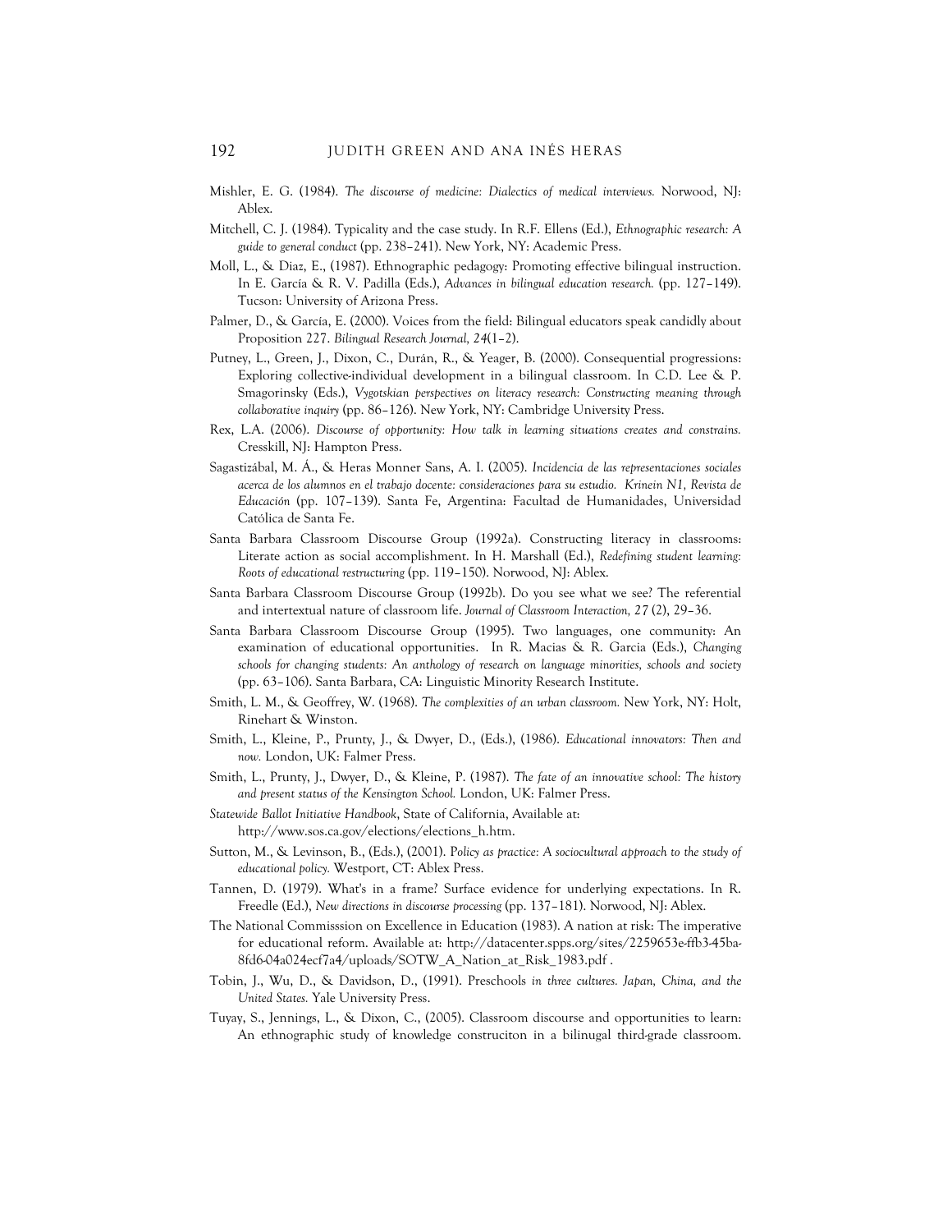Mishler, E. G. (1984). *The discourse of medicine: Dialectics of medical interviews.* Norwood, NJ: Ablex.

Mitchell, C. J. (1984). Typicality and the case study. In R.F. Ellens (Ed.), *Ethnographic research: A guide to general conduct* (pp. 238–241). New York, NY: Academic Press.

Moll, L., & Diaz, E., (1987). Ethnographic pedagogy: Promoting effective bilingual instruction. In E. García & R. V. Padilla (Eds.), *Advances in bilingual education research.* (pp. 127–149). Tucson: University of Arizona Press.

Palmer, D., & García, E. (2000). Voices from the field: Bilingual educators speak candidly about Proposition 227. *Bilingual Research Journal, 24*(1–2).

Putney, L., Green, J., Dixon, C., Durán, R., & Yeager, B. (2000). Consequential progressions: Exploring collective-individual development in a bilingual classroom. In C.D. Lee & P. Smagorinsky (Eds.), *Vygotskian perspectives on literacy research: Constructing meaning through collaborative inquiry* (pp. 86–126). New York, NY: Cambridge University Press.

Rex, L.A. (2006). *Discourse of opportunity: How talk in learning situations creates and constrains.* Cresskill, NJ: Hampton Press.

Sagastizábal, M. Á., & Heras Monner Sans, A. I. (2005). *Incidencia de las representaciones sociales acerca de los alumnos en el trabajo docente: consideraciones para su estudio. Krinein N1, Revista de Educación* (pp. 107–139). Santa Fe, Argentina: Facultad de Humanidades, Universidad Católica de Santa Fe.

Santa Barbara Classroom Discourse Group (1992a). Constructing literacy in classrooms: Literate action as social accomplishment. In H. Marshall (Ed.), *Redefining student learning: Roots of educational restructuring* (pp. 119–150). Norwood, NJ: Ablex.

Santa Barbara Classroom Discourse Group (1992b). Do you see what we see? The referential and intertextual nature of classroom life. *Journal of Classroom Interaction, 27* (2), 29–36.

Santa Barbara Classroom Discourse Group (1995). Two languages, one community: An examination of educational opportunities. In R. Macias & R. Garcia (Eds.), *Changing schools for changing students: An anthology of research on language minorities, schools and society* (pp. 63–106). Santa Barbara, CA: Linguistic Minority Research Institute.

Smith, L. M., & Geoffrey, W. (1968). *The complexities of an urban classroom.* New York, NY: Holt, Rinehart & Winston.

Smith, L., Kleine, P., Prunty, J., & Dwyer, D., (Eds.), (1986). *Educational innovators: Then and now.* London, UK: Falmer Press.

Smith, L., Prunty, J., Dwyer, D., & Kleine, P. (1987). *The fate of an innovative school: The history and present status of the Kensington School.* London, UK: Falmer Press.

*Statewide Ballot Initiative Handbook*, State of California, Available at: http://www.sos.ca.gov/elections/elections_h.htm.

Sutton, M., & Levinson, B., (Eds.), (2001). *Policy as practice: A sociocultural approach to the study of educational policy.* Westport, CT: Ablex Press.

Tannen, D. (1979). What's in a frame? Surface evidence for underlying expectations. In R. Freedle (Ed.), *New directions in discourse processing* (pp. 137–181). Norwood, NJ: Ablex.

The National Commisssion on Excellence in Education (1983). A nation at risk: The imperative for educational reform. Available at: http://datacenter.spps.org/sites/2259653e-ffb3-45ba-8fd6-04a024ecf7a4/uploads/SOTW_A_Nation_at_Risk_1983.pdf .

Tobin, J., Wu, D., & Davidson, D., (1991). Preschools *in three cultures. Japan, China, and the United States.* Yale University Press.

Tuyay, S., Jennings, L., & Dixon, C., (2005). Classroom discourse and opportunities to learn: An ethnographic study of knowledge construciton in a bilingual third-grade classroom.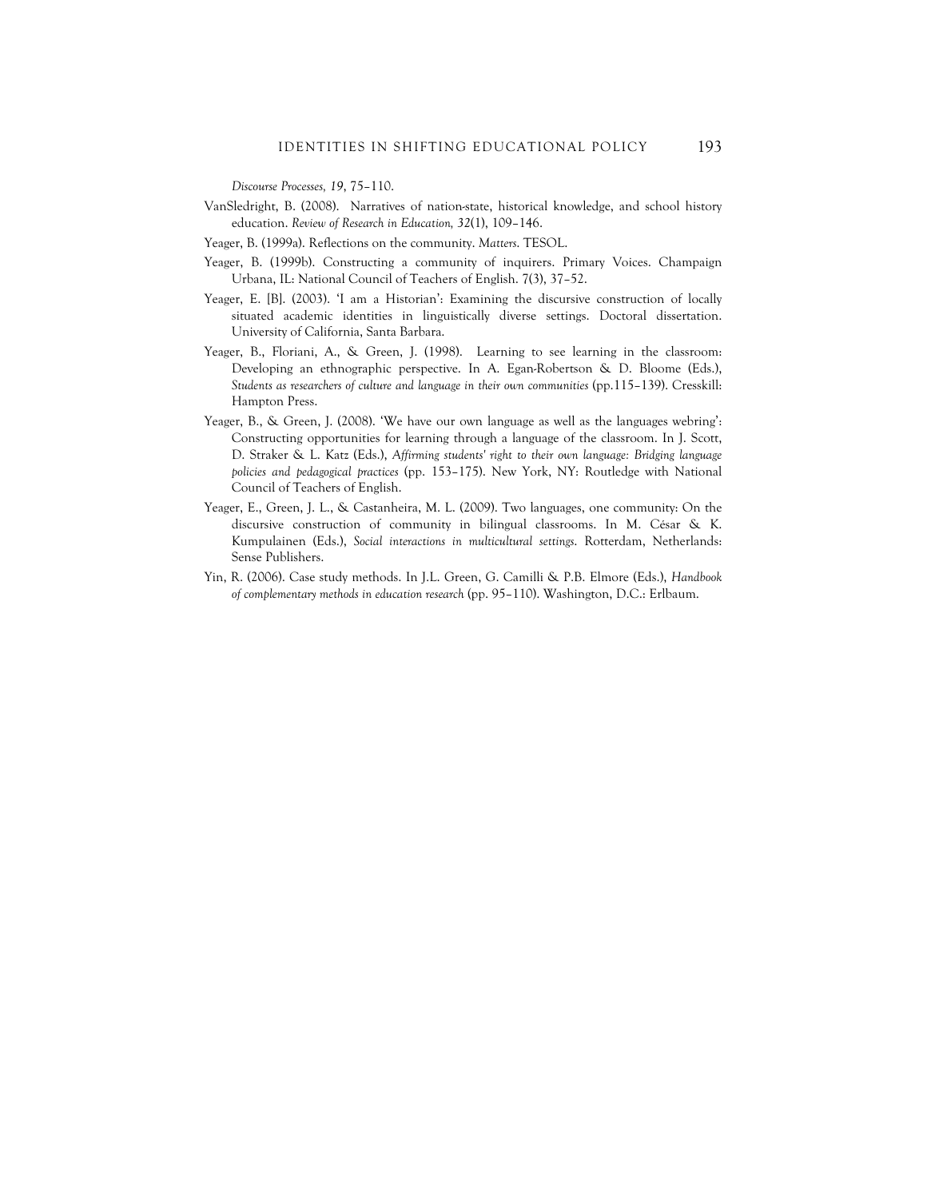*Discourse Processes, 19*, 75–110.

VanSledright, B. (2008). Narratives of nation-state, historical knowledge, and school history education. *Review of Research in Education, 32*(1), 109–146.

Yeager, B. (1999a). Reflections on the community. *Matters*. TESOL.

Yeager, B. (1999b). Constructing a community of inquirers. Primary Voices. Champaign Urbana, IL: National Council of Teachers of English. 7(3), 37–52.

Yeager, E. [B]. (2003). 'I am a Historian': Examining the discursive construction of locally situated academic identities in linguistically diverse settings. Doctoral dissertation. University of California, Santa Barbara.

Yeager, B., Floriani, A., & Green, J. (1998). Learning to see learning in the classroom: Developing an ethnographic perspective. In A. Egan-Robertson & D. Bloome (Eds.), *Students as researchers of culture and language in their own communities* (pp.115–139). Cresskill: Hampton Press.

Yeager, B., & Green, J. (2008). 'We have our own language as well as the languages webring': Constructing opportunities for learning through a language of the classroom. In J. Scott, D. Straker & L. Katz (Eds.), *Affirming students' right to their own language: Bridging language policies and pedagogical practices* (pp. 153–175). New York, NY: Routledge with National Council of Teachers of English.

Yeager, E., Green, J. L., & Castanheira, M. L. (2009). Two languages, one community: On the discursive construction of community in bilingual classrooms. In M. César & K. Kumpulainen (Eds.), *Social interactions in multicultural settings*. Rotterdam, Netherlands: Sense Publishers.

Yin, R. (2006). Case study methods. In J.L. Green, G. Camilli & P.B. Elmore (Eds.), *Handbook of complementary methods in education research* (pp. 95–110). Washington, D.C.: Erlbaum.